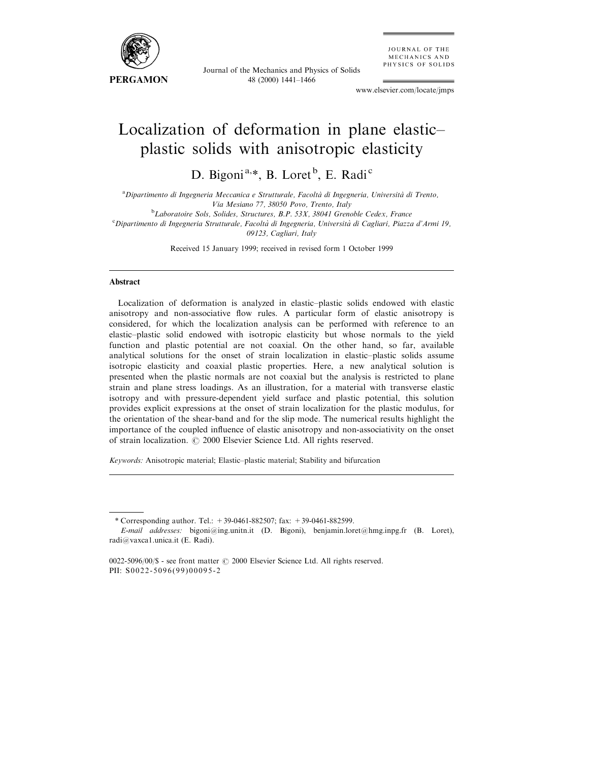# Localization of deformation in plane elastic–plastic solids with anisotropic elasticity

D. Bigoni[a,*], B. Loret[b], E. Radi[c]

[a]*Dipartimento di Ingegneria Meccanica e Strutturale, Facoltà di Ingegneria, Università di Trento, Via Mesiano 77, 38050 Povo, Trento, Italy*

[b]*Laboratoire Sols, Solides, Structures, B.P. 53X, 38041 Grenoble Cedex, France*

[c]*Dipartimento di Ingegneria Strutturale, Facoltà di Ingegneria, Università di Cagliari, Piazza d'Armi 19, 09123, Cagliari, Italy*

Received 15 January 1999; received in revised form 1 October 1999

## Abstract

Localization of deformation is analyzed in elastic–plastic solids endowed with elastic anisotropy and non-associative flow rules. A particular form of elastic anisotropy is considered, for which the localization analysis can be performed with reference to an elastic–plastic solid endowed with isotropic elasticity but whose normals to the yield function and plastic potential are not coaxial. On the other hand, so far, available analytical solutions for the onset of strain localization in elastic–plastic solids assume isotropic elasticity and coaxial plastic properties. Here, a new analytical solution is presented when the plastic normals are not coaxial but the analysis is restricted to plane strain and plane stress loadings. As an illustration, for a material with transverse elastic isotropy and with pressure-dependent yield surface and plastic potential, this solution provides explicit expressions at the onset of strain localization for the plastic modulus, for the orientation of the shear-band and for the slip mode. The numerical results highlight the importance of the coupled influence of elastic anisotropy and non-associativity on the onset of strain localization. © 2000 Elsevier Science Ltd. All rights reserved.

*Keywords:* Anisotropic material; Elastic–plastic material; Stability and bifurcation

---

\* Corresponding author. Tel.: +39-0461-882507; fax: +39-0461-882599.

*E-mail addresses:* bigoni@ing.unitn.it (D. Bigoni), benjamin.loret@hmg.inpg.fr (B. Loret), radi@vaxca1.unica.it (E. Radi).

0022-5096/00/$ - see front matter © 2000 Elsevier Science Ltd. All rights reserved.
PII: S0022-5096(99)00095-2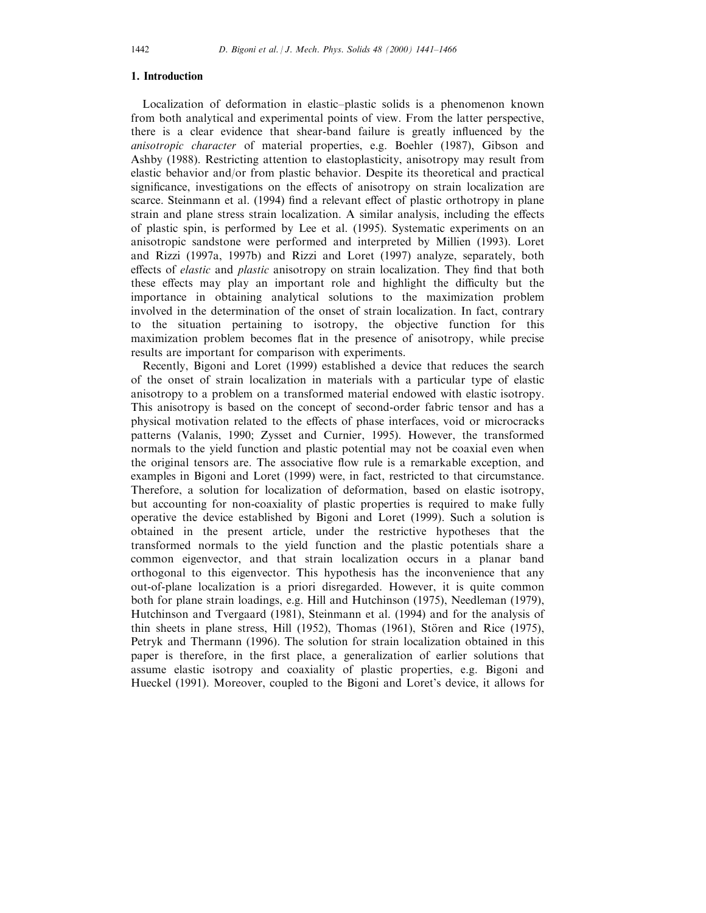## 1. Introduction

Localization of deformation in elastic–plastic solids is a phenomenon known from both analytical and experimental points of view. From the latter perspective, there is a clear evidence that shear-band failure is greatly influenced by the *anisotropic character* of material properties, e.g. Boehler (1987), Gibson and Ashby (1988). Restricting attention to elastoplasticity, anisotropy may result from elastic behavior and/or from plastic behavior. Despite its theoretical and practical significance, investigations on the effects of anisotropy on strain localization are scarce. Steinmann et al. (1994) find a relevant effect of plastic orthotropy in plane strain and plane stress strain localization. A similar analysis, including the effects of plastic spin, is performed by Lee et al. (1995). Systematic experiments on an anisotropic sandstone were performed and interpreted by Millien (1993). Loret and Rizzi (1997a, 1997b) and Rizzi and Loret (1997) analyze, separately, both effects of *elastic* and *plastic* anisotropy on strain localization. They find that both these effects may play an important role and highlight the difficulty but the importance in obtaining analytical solutions to the maximization problem involved in the determination of the onset of strain localization. In fact, contrary to the situation pertaining to isotropy, the objective function for this maximization problem becomes flat in the presence of anisotropy, while precise results are important for comparison with experiments.

Recently, Bigoni and Loret (1999) established a device that reduces the search of the onset of strain localization in materials with a particular type of elastic anisotropy to a problem on a transformed material endowed with elastic isotropy. This anisotropy is based on the concept of second-order fabric tensor and has a physical motivation related to the effects of phase interfaces, void or microcracks patterns (Valanis, 1990; Zysset and Curnier, 1995). However, the transformed normals to the yield function and plastic potential may not be coaxial even when the original tensors are. The associative flow rule is a remarkable exception, and examples in Bigoni and Loret (1999) were, in fact, restricted to that circumstance. Therefore, a solution for localization of deformation, based on elastic isotropy, but accounting for non-coaxiality of plastic properties is required to make fully operative the device established by Bigoni and Loret (1999). Such a solution is obtained in the present article, under the restrictive hypotheses that the transformed normals to the yield function and the plastic potentials share a common eigenvector, and that strain localization occurs in a planar band orthogonal to this eigenvector. This hypothesis has the inconvenience that any out-of-plane localization is a priori disregarded. However, it is quite common both for plane strain loadings, e.g. Hill and Hutchinson (1975), Needleman (1979), Hutchinson and Tvergaard (1981), Steinmann et al. (1994) and for the analysis of thin sheets in plane stress, Hill (1952), Thomas (1961), Stören and Rice (1975), Petryk and Thermann (1996). The solution for strain localization obtained in this paper is therefore, in the first place, a generalization of earlier solutions that assume elastic isotropy and coaxiality of plastic properties, e.g. Bigoni and Hueckel (1991). Moreover, coupled to the Bigoni and Loret's device, it allows for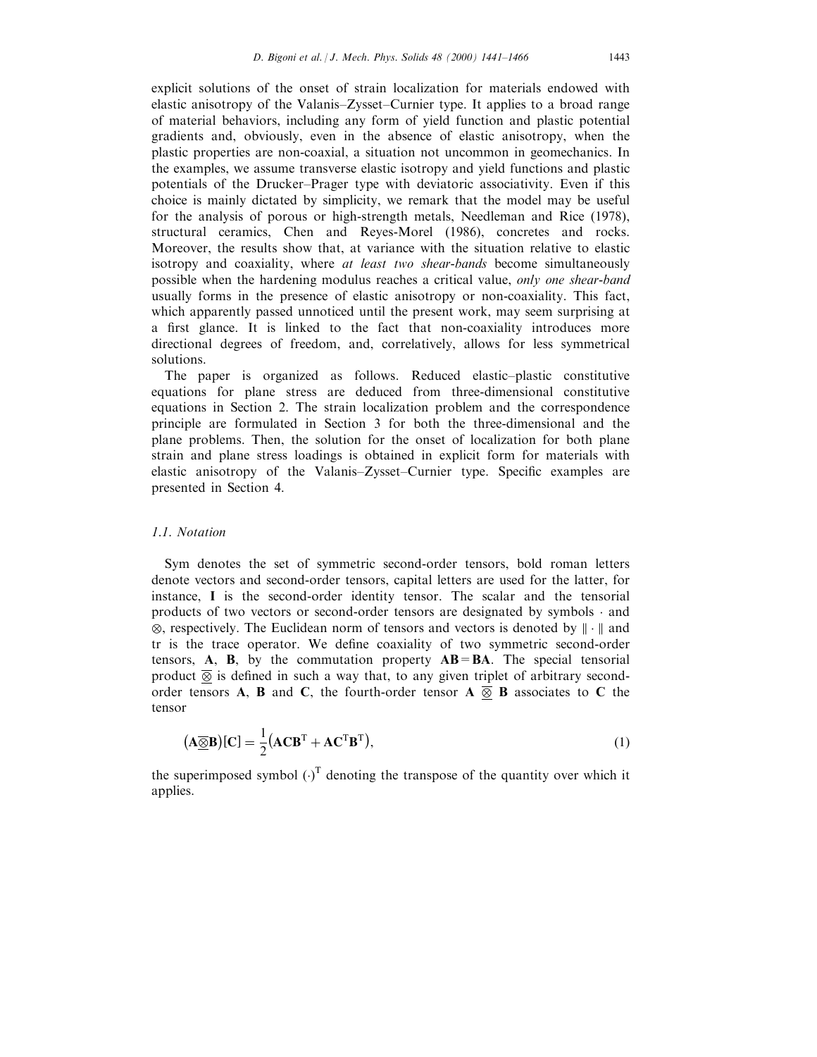explicit solutions of the onset of strain localization for materials endowed with elastic anisotropy of the Valanis–Zysset–Curnier type. It applies to a broad range of material behaviors, including any form of yield function and plastic potential gradients and, obviously, even in the absence of elastic anisotropy, when the plastic properties are non-coaxial, a situation not uncommon in geomechanics. In the examples, we assume transverse elastic isotropy and yield functions and plastic potentials of the Drucker–Prager type with deviatoric associativity. Even if this choice is mainly dictated by simplicity, we remark that the model may be useful for the analysis of porous or high-strength metals, Needleman and Rice (1978), structural ceramics, Chen and Reyes-Morel (1986), concretes and rocks. Moreover, the results show that, at variance with the situation relative to elastic isotropy and coaxiality, where *at least two shear-bands* become simultaneously possible when the hardening modulus reaches a critical value, *only one shear-band* usually forms in the presence of elastic anisotropy or non-coaxiality. This fact, which apparently passed unnoticed until the present work, may seem surprising at a first glance. It is linked to the fact that non-coaxiality introduces more directional degrees of freedom, and, correlatively, allows for less symmetrical solutions.

The paper is organized as follows. Reduced elastic–plastic constitutive equations for plane stress are deduced from three-dimensional constitutive equations in Section 2. The strain localization problem and the correspondence principle are formulated in Section 3 for both the three-dimensional and the plane problems. Then, the solution for the onset of localization for both plane strain and plane stress loadings is obtained in explicit form for materials with elastic anisotropy of the Valanis–Zysset–Curnier type. Specific examples are presented in Section 4.

### *1.1. Notation*

Sym denotes the set of symmetric second-order tensors, bold roman letters denote vectors and second-order tensors, capital letters are used for the latter, for instance, $\mathbf{I}$ is the second-order identity tensor. The scalar and the tensorial products of two vectors or second-order tensors are designated by symbols $\cdot$ and $\otimes$, respectively. The Euclidean norm of tensors and vectors is denoted by $\|\cdot\|$ and tr is the trace operator. We define coaxiality of two symmetric second-order tensors, $\mathbf{A}$, $\mathbf{B}$, by the commutation property $\mathbf{AB}=\mathbf{BA}$. The special tensorial product $\overline{\underline{\otimes}}$ is defined in such a way that, to any given triplet of arbitrary second-order tensors $\mathbf{A}$, $\mathbf{B}$ and $\mathbf{C}$, the fourth-order tensor $\mathbf{A} \,\overline{\underline{\otimes}}\, \mathbf{B}$ associates to $\mathbf{C}$ the tensor

$$\left(\mathbf{A}\overline{\underline{\otimes}}\mathbf{B}\right)[\mathbf{C}] = \frac{1}{2}\left(\mathbf{A}\mathbf{C}\mathbf{B}^{\mathrm{T}} + \mathbf{A}\mathbf{C}^{\mathrm{T}}\mathbf{B}^{\mathrm{T}}\right), \tag{1}$$

the superimposed symbol $(\cdot)^{\mathrm{T}}$ denoting the transpose of the quantity over which it applies.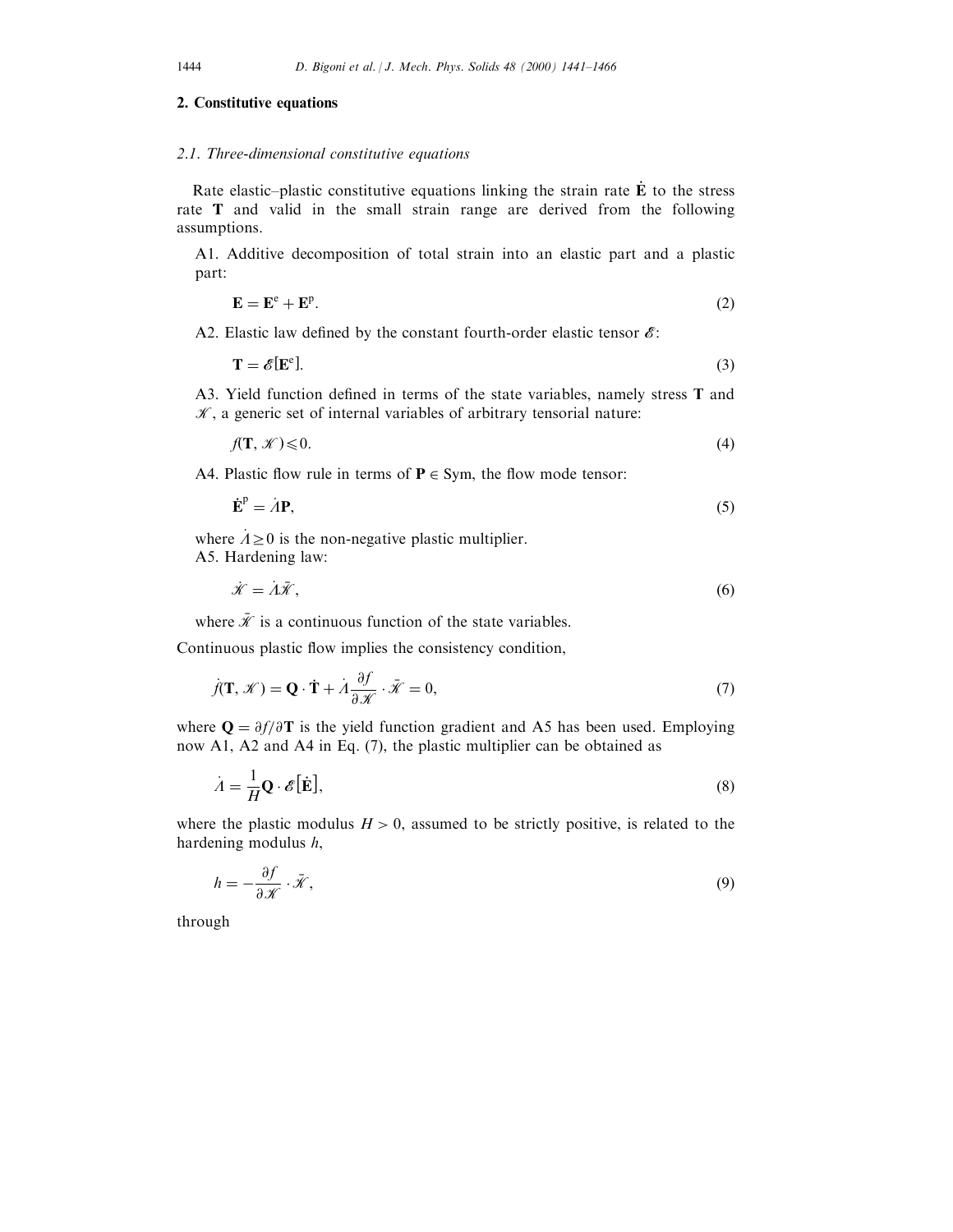## 2. Constitutive equations

### 2.1. Three-dimensional constitutive equations

Rate elastic–plastic constitutive equations linking the strain rate $\dot{\mathbf{E}}$ to the stress rate $\mathbf{T}$ and valid in the small strain range are derived from the following assumptions.

A1. Additive decomposition of total strain into an elastic part and a plastic part:

$$\mathbf{E} = \mathbf{E}^{e} + \mathbf{E}^{p}. \tag{2}$$

A2. Elastic law defined by the constant fourth-order elastic tensor $\mathscr{E}$:

$$\mathbf{T} = \mathscr{E}[\mathbf{E}^{e}]. \tag{3}$$

A3. Yield function defined in terms of the state variables, namely stress $\mathbf{T}$ and $\mathscr{K}$, a generic set of internal variables of arbitrary tensorial nature:

$$f(\mathbf{T}, \mathscr{K}) \leqslant 0. \tag{4}$$

A4. Plastic flow rule in terms of $\mathbf{P} \in \mathrm{Sym}$, the flow mode tensor:

$$\dot{\mathbf{E}}^{p} = \dot{\Lambda}\mathbf{P}, \tag{5}$$

where $\dot{\Lambda} \geq 0$ is the non-negative plastic multiplier.

A5. Hardening law:

$$\dot{\mathscr{K}} = \dot{\Lambda}\bar{\mathscr{K}}, \tag{6}$$

where $\bar{\mathscr{K}}$ is a continuous function of the state variables.

Continuous plastic flow implies the consistency condition,

$$\dot{f}(\mathbf{T}, \mathscr{K}) = \mathbf{Q} \cdot \dot{\mathbf{T}} + \dot{\Lambda}\frac{\partial f}{\partial \mathscr{K}} \cdot \bar{\mathscr{K}} = 0, \tag{7}$$

where $\mathbf{Q} = \partial f / \partial \mathbf{T}$ is the yield function gradient and A5 has been used. Employing now A1, A2 and A4 in Eq. (7), the plastic multiplier can be obtained as

$$\dot{\Lambda} = \frac{1}{H}\mathbf{Q} \cdot \mathscr{E}[\dot{\mathbf{E}}], \tag{8}$$

where the plastic modulus $H > 0$, assumed to be strictly positive, is related to the hardening modulus $h$,

$$h = -\frac{\partial f}{\partial \mathscr{K}} \cdot \bar{\mathscr{K}}, \tag{9}$$

through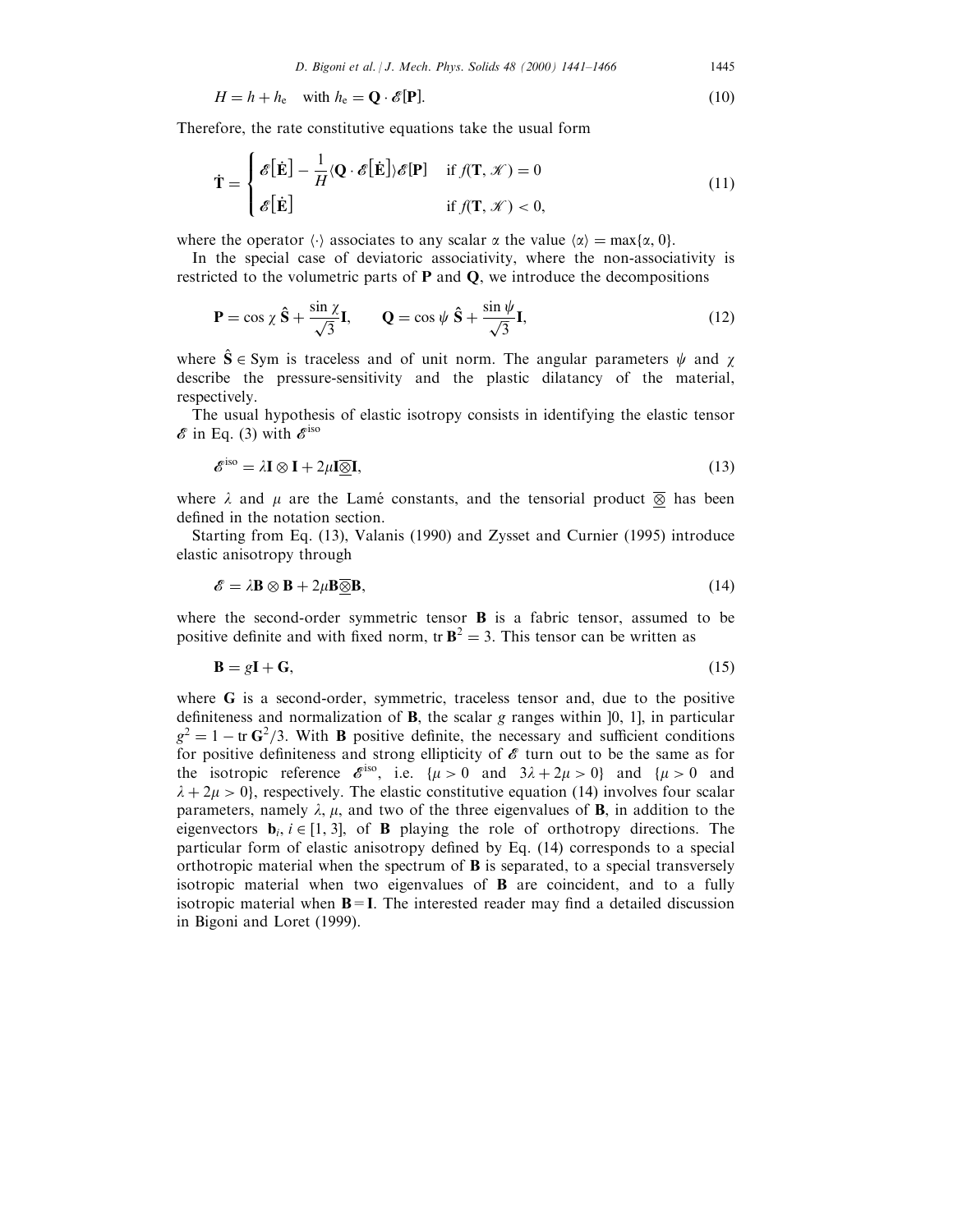$$H = h + h_e \quad \text{with } h_e = \mathbf{Q} \cdot \mathscr{E}[\mathbf{P}]. \tag{10}$$

Therefore, the rate constitutive equations take the usual form

$$\dot{\mathbf{T}} = \begin{cases} \mathscr{E}[\dot{\mathbf{E}}] - \dfrac{1}{H}\langle \mathbf{Q} \cdot \mathscr{E}[\dot{\mathbf{E}}] \rangle \mathscr{E}[\mathbf{P}] & \text{if } f(\mathbf{T}, \mathscr{K}) = 0 \\ \mathscr{E}[\dot{\mathbf{E}}] & \text{if } f(\mathbf{T}, \mathscr{K}) < 0, \end{cases} \tag{11}$$

where the operator $\langle \cdot \rangle$ associates to any scalar $\alpha$ the value $\langle \alpha \rangle = \max\{\alpha, 0\}$.

In the special case of deviatoric associativity, where the non-associativity is restricted to the volumetric parts of $\mathbf{P}$ and $\mathbf{Q}$, we introduce the decompositions

$$\mathbf{P} = \cos\chi\, \hat{\mathbf{S}} + \frac{\sin\chi}{\sqrt{3}}\mathbf{I}, \qquad \mathbf{Q} = \cos\psi\, \hat{\mathbf{S}} + \frac{\sin\psi}{\sqrt{3}}\mathbf{I}, \tag{12}$$

where $\hat{\mathbf{S}} \in \text{Sym}$ is traceless and of unit norm. The angular parameters $\psi$ and $\chi$ describe the pressure-sensitivity and the plastic dilatancy of the material, respectively.

The usual hypothesis of elastic isotropy consists in identifying the elastic tensor $\mathscr{E}$ in Eq. (3) with $\mathscr{E}^{\text{iso}}$

$$\mathscr{E}^{\text{iso}} = \lambda \mathbf{I} \otimes \mathbf{I} + 2\mu \mathbf{I} \overline{\underline{\otimes}} \mathbf{I}, \tag{13}$$

where $\lambda$ and $\mu$ are the Lamé constants, and the tensorial product $\overline{\underline{\otimes}}$ has been defined in the notation section.

Starting from Eq. (13), Valanis (1990) and Zysset and Curnier (1995) introduce elastic anisotropy through

$$\mathscr{E} = \lambda \mathbf{B} \otimes \mathbf{B} + 2\mu \mathbf{B} \overline{\underline{\otimes}} \mathbf{B}, \tag{14}$$

where the second-order symmetric tensor $\mathbf{B}$ is a fabric tensor, assumed to be positive definite and with fixed norm, $\text{tr}\, \mathbf{B}^2 = 3$. This tensor can be written as

$$\mathbf{B} = g\mathbf{I} + \mathbf{G}, \tag{15}$$

where $\mathbf{G}$ is a second-order, symmetric, traceless tensor and, due to the positive definiteness and normalization of $\mathbf{B}$, the scalar $g$ ranges within $]0, 1]$, in particular $g^2 = 1 - \text{tr}\, \mathbf{G}^2/3$. With $\mathbf{B}$ positive definite, the necessary and sufficient conditions for positive definiteness and strong ellipticity of $\mathscr{E}$ turn out to be the same as for the isotropic reference $\mathscr{E}^{\text{iso}}$, i.e. $\{\mu > 0$ and $3\lambda + 2\mu > 0\}$ and $\{\mu > 0$ and $\lambda + 2\mu > 0\}$, respectively. The elastic constitutive equation (14) involves four scalar parameters, namely $\lambda$, $\mu$, and two of the three eigenvalues of $\mathbf{B}$, in addition to the eigenvectors $\mathbf{b}_i$, $i \in [1, 3]$, of $\mathbf{B}$ playing the role of orthotropy directions. The particular form of elastic anisotropy defined by Eq. (14) corresponds to a special orthotropic material when the spectrum of $\mathbf{B}$ is separated, to a special transversely isotropic material when two eigenvalues of $\mathbf{B}$ are coincident, and to a fully isotropic material when $\mathbf{B} = \mathbf{I}$. The interested reader may find a detailed discussion in Bigoni and Loret (1999).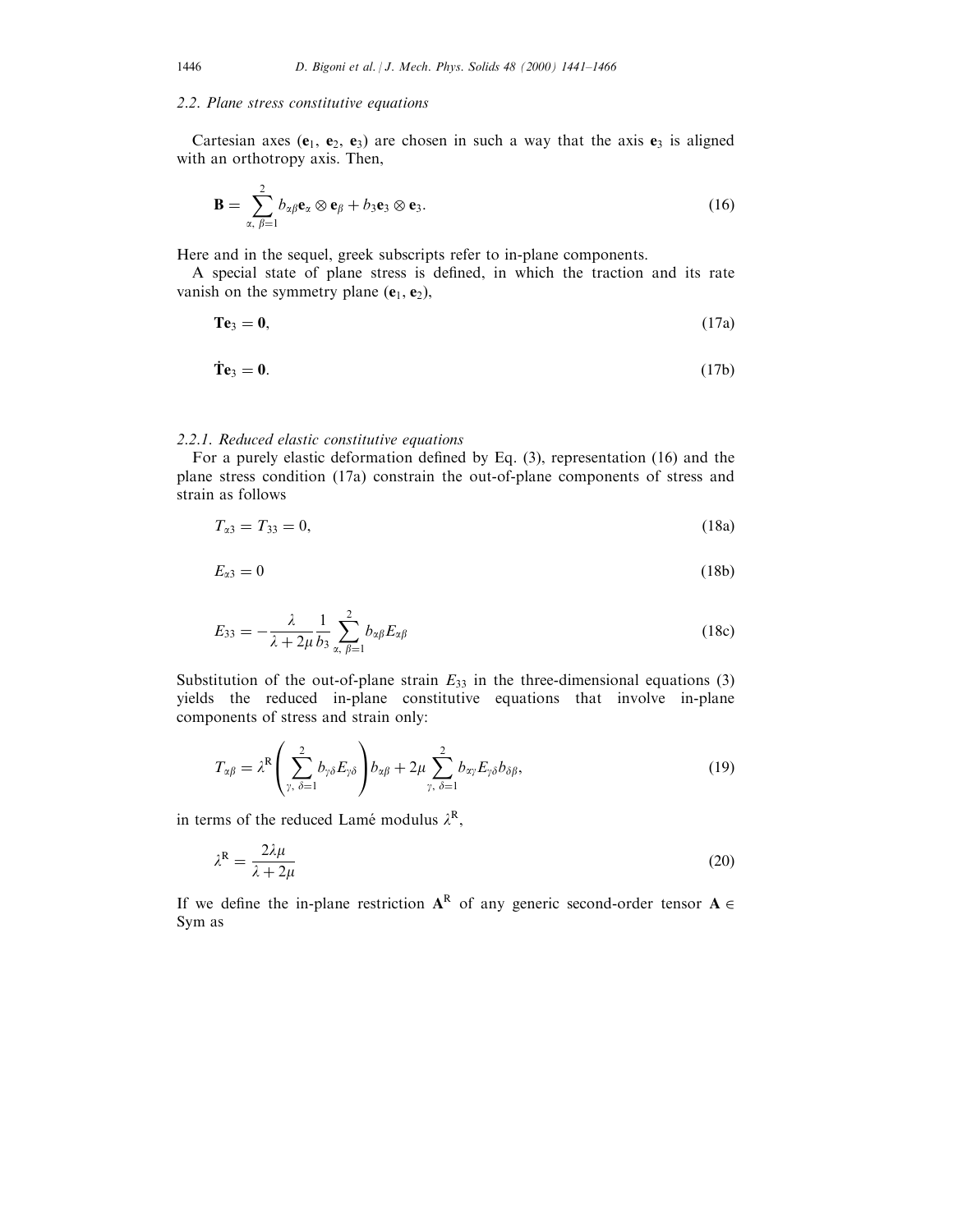### 2.2. Plane stress constitutive equations

Cartesian axes ($\mathbf{e}_1$, $\mathbf{e}_2$, $\mathbf{e}_3$) are chosen in such a way that the axis $\mathbf{e}_3$ is aligned with an orthotropy axis. Then,

$$\mathbf{B} = \sum_{\alpha,\,\beta=1}^{2} b_{\alpha\beta}\mathbf{e}_\alpha \otimes \mathbf{e}_\beta + b_3\mathbf{e}_3 \otimes \mathbf{e}_3. \tag{16}$$

Here and in the sequel, greek subscripts refer to in-plane components.

A special state of plane stress is defined, in which the traction and its rate vanish on the symmetry plane ($\mathbf{e}_1$, $\mathbf{e}_2$),

$$\mathbf{T}\mathbf{e}_3 = \mathbf{0}, \tag{17a}$$

$$\dot{\mathbf{T}}\mathbf{e}_3 = \mathbf{0}. \tag{17b}$$

#### 2.2.1. Reduced elastic constitutive equations

For a purely elastic deformation defined by Eq. (3), representation (16) and the plane stress condition (17a) constrain the out-of-plane components of stress and strain as follows

$$T_{\alpha 3} = T_{33} = 0, \tag{18a}$$

$$E_{\alpha 3} = 0 \tag{18b}$$

$$E_{33} = -\frac{\lambda}{\lambda + 2\mu}\frac{1}{b_3}\sum_{\alpha,\,\beta=1}^{2} b_{\alpha\beta}E_{\alpha\beta} \tag{18c}$$

Substitution of the out-of-plane strain $E_{33}$ in the three-dimensional equations (3) yields the reduced in-plane constitutive equations that involve in-plane components of stress and strain only:

$$T_{\alpha\beta} = \lambda^{\mathrm{R}}\left(\sum_{\gamma,\,\delta=1}^{2} b_{\gamma\delta}E_{\gamma\delta}\right)b_{\alpha\beta} + 2\mu\sum_{\gamma,\,\delta=1}^{2} b_{\alpha\gamma}E_{\gamma\delta}b_{\delta\beta}, \tag{19}$$

in terms of the reduced Lamé modulus $\lambda^{\mathrm{R}}$,

$$\lambda^{\mathrm{R}} = \frac{2\lambda\mu}{\lambda + 2\mu} \tag{20}$$

If we define the in-plane restriction $\mathbf{A}^{\mathrm{R}}$ of any generic second-order tensor $\mathbf{A} \in$ Sym as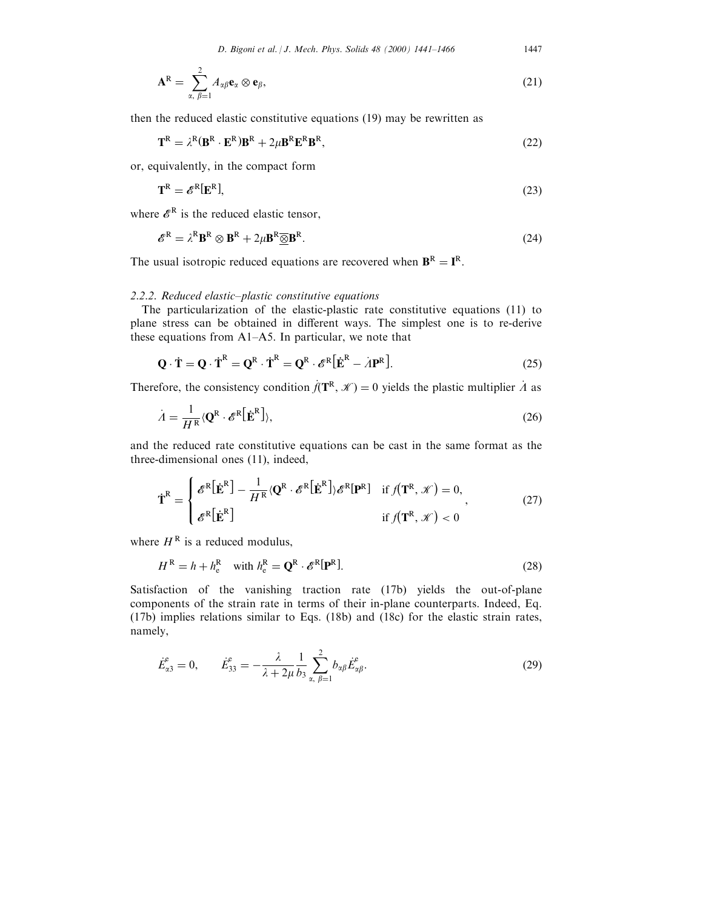$$\mathbf{A}^{\mathrm{R}} = \sum_{\alpha,\ \beta=1}^{2} A_{\alpha\beta} \mathbf{e}_\alpha \otimes \mathbf{e}_\beta, \tag{21}$$

then the reduced elastic constitutive equations (19) may be rewritten as

$$\mathbf{T}^{\mathrm{R}} = \lambda^{\mathrm{R}} (\mathbf{B}^{\mathrm{R}} \cdot \mathbf{E}^{\mathrm{R}}) \mathbf{B}^{\mathrm{R}} + 2\mu \mathbf{B}^{\mathrm{R}} \mathbf{E}^{\mathrm{R}} \mathbf{B}^{\mathrm{R}}, \tag{22}$$

or, equivalently, in the compact form

$$\mathbf{T}^{\mathrm{R}} = \mathscr{E}^{\mathrm{R}} [\mathbf{E}^{\mathrm{R}}], \tag{23}$$

where $\mathscr{E}^{\mathrm{R}}$ is the reduced elastic tensor,

$$\mathscr{E}^{\mathrm{R}} = \lambda^{\mathrm{R}} \mathbf{B}^{\mathrm{R}} \otimes \mathbf{B}^{\mathrm{R}} + 2\mu \mathbf{B}^{\mathrm{R}} \overline{\underline{\otimes}} \mathbf{B}^{\mathrm{R}}. \tag{24}$$

The usual isotropic reduced equations are recovered when $\mathbf{B}^{\mathrm{R}} = \mathbf{I}^{\mathrm{R}}$.

### 2.2.2. Reduced elastic–plastic constitutive equations

The particularization of the elastic-plastic rate constitutive equations (11) to plane stress can be obtained in different ways. The simplest one is to re-derive these equations from A1–A5. In particular, we note that

$$\mathbf{Q} \cdot \dot{\mathbf{T}} = \mathbf{Q} \cdot \dot{\mathbf{T}}^{\mathrm{R}} = \mathbf{Q}^{\mathrm{R}} \cdot \dot{\mathbf{T}}^{\mathrm{R}} = \mathbf{Q}^{\mathrm{R}} \cdot \mathscr{E}^{\mathrm{R}} \big[ \dot{\mathbf{E}}^{\mathrm{R}} - \dot{\Lambda} \mathbf{P}^{\mathrm{R}} \big]. \tag{25}$$

Therefore, the consistency condition $\dot{f}(\mathbf{T}^{\mathrm{R}}, \mathscr{K}) = 0$ yields the plastic multiplier $\dot{\Lambda}$ as

$$\dot{\Lambda} = \frac{1}{H^{\mathrm{R}}} \langle \mathbf{Q}^{\mathrm{R}} \cdot \mathscr{E}^{\mathrm{R}} \big[ \dot{\mathbf{E}}^{\mathrm{R}} \big] \rangle, \tag{26}$$

and the reduced rate constitutive equations can be cast in the same format as the three-dimensional ones (11), indeed,

$$\dot{\mathbf{T}}^{\mathrm{R}} = \begin{cases} \mathscr{E}^{\mathrm{R}} \big[ \dot{\mathbf{E}}^{\mathrm{R}} \big] - \dfrac{1}{H^{\mathrm{R}}} \langle \mathbf{Q}^{\mathrm{R}} \cdot \mathscr{E}^{\mathrm{R}} \big[ \dot{\mathbf{E}}^{\mathrm{R}} \big] \rangle \mathscr{E}^{\mathrm{R}} [\mathbf{P}^{\mathrm{R}}] & \text{if } f\big(\mathbf{T}^{\mathrm{R}}, \mathscr{K}\big) = 0, \\ \mathscr{E}^{\mathrm{R}} \big[ \dot{\mathbf{E}}^{\mathrm{R}} \big] & \text{if } f\big(\mathbf{T}^{\mathrm{R}}, \mathscr{K}\big) < 0 \end{cases}, \tag{27}$$

where $H^{\mathrm{R}}$ is a reduced modulus,

$$H^{\mathrm{R}} = h + h_{\mathrm{e}}^{\mathrm{R}} \quad \text{with } h_{\mathrm{e}}^{\mathrm{R}} = \mathbf{Q}^{\mathrm{R}} \cdot \mathscr{E}^{\mathrm{R}} [\mathbf{P}^{\mathrm{R}}]. \tag{28}$$

Satisfaction of the vanishing traction rate (17b) yields the out-of-plane components of the strain rate in terms of their in-plane counterparts. Indeed, Eq. (17b) implies relations similar to Eqs. (18b) and (18c) for the elastic strain rates, namely,

$$\dot{E}_{\alpha 3}^{e} = 0, \qquad \dot{E}_{33}^{e} = -\frac{\lambda}{\lambda + 2\mu} \frac{1}{b_3} \sum_{\alpha,\ \beta=1}^{2} b_{\alpha\beta} \dot{E}_{\alpha\beta}^{e}. \tag{29}$$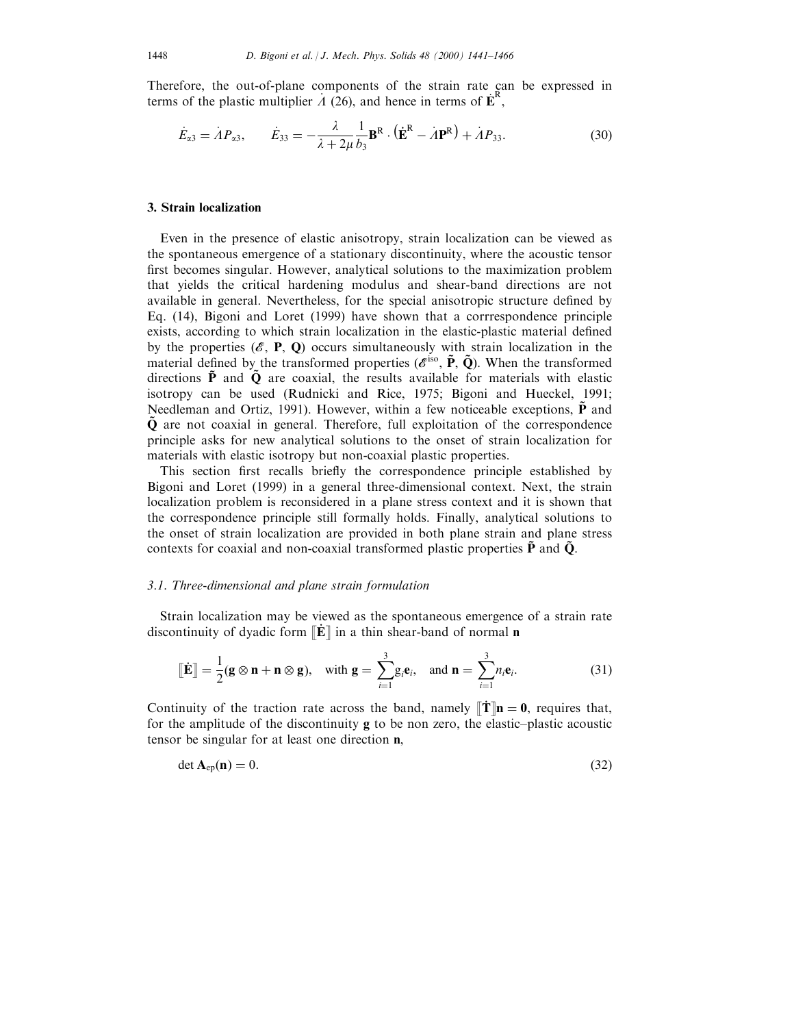Therefore, the out-of-plane components of the strain rate can be expressed in terms of the plastic multiplier $\dot{\Lambda}$ (26), and hence in terms of $\dot{\mathbf{E}}^{\mathrm{R}}$,

$$\dot{E}_{\alpha 3} = \dot{\Lambda} P_{\alpha 3}, \qquad \dot{E}_{33} = -\frac{\lambda}{\lambda + 2\mu} \frac{1}{b_3} \mathbf{B}^{\mathrm{R}} \cdot \left( \dot{\mathbf{E}}^{\mathrm{R}} - \dot{\Lambda} \mathbf{P}^{\mathrm{R}} \right) + \dot{\Lambda} P_{33}. \tag{30}$$

## 3. Strain localization

Even in the presence of elastic anisotropy, strain localization can be viewed as the spontaneous emergence of a stationary discontinuity, where the acoustic tensor first becomes singular. However, analytical solutions to the maximization problem that yields the critical hardening modulus and shear-band directions are not available in general. Nevertheless, for the special anisotropic structure defined by Eq. (14), Bigoni and Loret (1999) have shown that a corrrespondence principle exists, according to which strain localization in the elastic-plastic material defined by the properties ($\mathscr{E}$, $\mathbf{P}$, $\mathbf{Q}$) occurs simultaneously with strain localization in the material defined by the transformed properties ($\mathscr{E}^{\mathrm{iso}}$, $\tilde{\mathbf{P}}$, $\tilde{\mathbf{Q}}$). When the transformed directions $\tilde{\mathbf{P}}$ and $\tilde{\mathbf{Q}}$ are coaxial, the results available for materials with elastic isotropy can be used (Rudnicki and Rice, 1975; Bigoni and Hueckel, 1991; Needleman and Ortiz, 1991). However, within a few noticeable exceptions, $\tilde{\mathbf{P}}$ and $\tilde{\mathbf{Q}}$ are not coaxial in general. Therefore, full exploitation of the correspondence principle asks for new analytical solutions to the onset of strain localization for materials with elastic isotropy but non-coaxial plastic properties.

This section first recalls briefly the correspondence principle established by Bigoni and Loret (1999) in a general three-dimensional context. Next, the strain localization problem is reconsidered in a plane stress context and it is shown that the correspondence principle still formally holds. Finally, analytical solutions to the onset of strain localization are provided in both plane strain and plane stress contexts for coaxial and non-coaxial transformed plastic properties $\tilde{\mathbf{P}}$ and $\tilde{\mathbf{Q}}$.

### 3.1. Three-dimensional and plane strain formulation

Strain localization may be viewed as the spontaneous emergence of a strain rate discontinuity of dyadic form $[\![\dot{\mathbf{E}}]\!]$ in a thin shear-band of normal $\mathbf{n}$

$$[\![\dot{\mathbf{E}}]\!] = \frac{1}{2}(\mathbf{g} \otimes \mathbf{n} + \mathbf{n} \otimes \mathbf{g}), \quad \text{with } \mathbf{g} = \sum_{i=1}^{3} g_i \mathbf{e}_i, \quad \text{and } \mathbf{n} = \sum_{i=1}^{3} n_i \mathbf{e}_i. \tag{31}$$

Continuity of the traction rate across the band, namely $[\![\dot{\mathbf{T}}]\!]\mathbf{n} = \mathbf{0}$, requires that, for the amplitude of the discontinuity $\mathbf{g}$ to be non zero, the elastic–plastic acoustic tensor be singular for at least one direction $\mathbf{n}$,

$$\det \mathbf{A}_{\mathrm{ep}}(\mathbf{n}) = 0. \tag{32}$$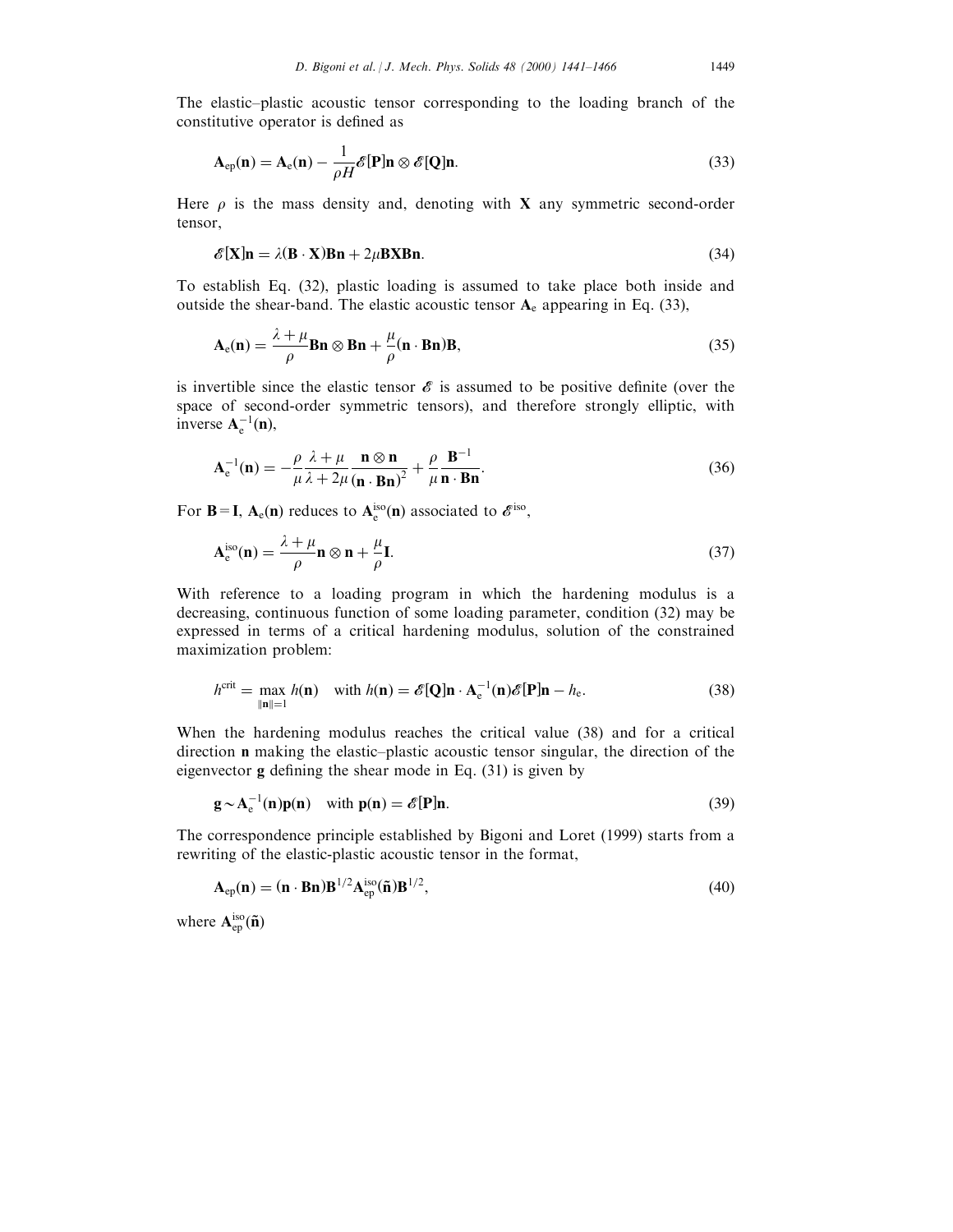The elastic–plastic acoustic tensor corresponding to the loading branch of the constitutive operator is defined as

$$\mathbf{A}_{\rm ep}(\mathbf{n}) = \mathbf{A}_{\rm e}(\mathbf{n}) - \frac{1}{\rho H}\mathscr{E}[\mathbf{P}]\mathbf{n} \otimes \mathscr{E}[\mathbf{Q}]\mathbf{n}. \tag{33}$$

Here $\rho$ is the mass density and, denoting with $\mathbf{X}$ any symmetric second-order tensor,

$$\mathscr{E}[\mathbf{X}]\mathbf{n} = \lambda(\mathbf{B}\cdot\mathbf{X})\mathbf{B}\mathbf{n} + 2\mu\mathbf{B}\mathbf{X}\mathbf{B}\mathbf{n}. \tag{34}$$

To establish Eq. (32), plastic loading is assumed to take place both inside and outside the shear-band. The elastic acoustic tensor $\mathbf{A}_{\rm e}$ appearing in Eq. (33),

$$\mathbf{A}_{\rm e}(\mathbf{n}) = \frac{\lambda+\mu}{\rho}\mathbf{B}\mathbf{n}\otimes\mathbf{B}\mathbf{n} + \frac{\mu}{\rho}(\mathbf{n}\cdot\mathbf{B}\mathbf{n})\mathbf{B}, \tag{35}$$

is invertible since the elastic tensor $\mathscr{E}$ is assumed to be positive definite (over the space of second-order symmetric tensors), and therefore strongly elliptic, with inverse $\mathbf{A}_{\rm e}^{-1}(\mathbf{n})$,

$$\mathbf{A}_{\rm e}^{-1}(\mathbf{n}) = -\frac{\rho}{\mu}\frac{\lambda+\mu}{\lambda+2\mu}\frac{\mathbf{n}\otimes\mathbf{n}}{(\mathbf{n}\cdot\mathbf{B}\mathbf{n})^2} + \frac{\rho}{\mu}\frac{\mathbf{B}^{-1}}{\mathbf{n}\cdot\mathbf{B}\mathbf{n}}. \tag{36}$$

For $\mathbf{B}=\mathbf{I}$, $\mathbf{A}_{\rm e}(\mathbf{n})$ reduces to $\mathbf{A}_{\rm e}^{\rm iso}(\mathbf{n})$ associated to $\mathscr{E}^{\rm iso}$,

$$\mathbf{A}_{\rm e}^{\rm iso}(\mathbf{n}) = \frac{\lambda+\mu}{\rho}\mathbf{n}\otimes\mathbf{n} + \frac{\mu}{\rho}\mathbf{I}. \tag{37}$$

With reference to a loading program in which the hardening modulus is a decreasing, continuous function of some loading parameter, condition (32) may be expressed in terms of a critical hardening modulus, solution of the constrained maximization problem:

$$h^{\rm crit} = \max_{\|\mathbf{n}\|=1} h(\mathbf{n}) \quad \text{with } h(\mathbf{n}) = \mathscr{E}[\mathbf{Q}]\mathbf{n}\cdot\mathbf{A}_{\rm e}^{-1}(\mathbf{n})\mathscr{E}[\mathbf{P}]\mathbf{n} - h_{\rm e}. \tag{38}$$

When the hardening modulus reaches the critical value (38) and for a critical direction $\mathbf{n}$ making the elastic–plastic acoustic tensor singular, the direction of the eigenvector $\mathbf{g}$ defining the shear mode in Eq. (31) is given by

$$\mathbf{g} \sim \mathbf{A}_{\rm e}^{-1}(\mathbf{n})\mathbf{p}(\mathbf{n}) \quad \text{with } \mathbf{p}(\mathbf{n}) = \mathscr{E}[\mathbf{P}]\mathbf{n}. \tag{39}$$

The correspondence principle established by Bigoni and Loret (1999) starts from a rewriting of the elastic-plastic acoustic tensor in the format,

$$\mathbf{A}_{\rm ep}(\mathbf{n}) = (\mathbf{n}\cdot\mathbf{B}\mathbf{n})\mathbf{B}^{1/2}\mathbf{A}_{\rm ep}^{\rm iso}(\tilde{\mathbf{n}})\mathbf{B}^{1/2}, \tag{40}$$

where $\mathbf{A}_{\rm ep}^{\rm iso}(\tilde{\mathbf{n}})$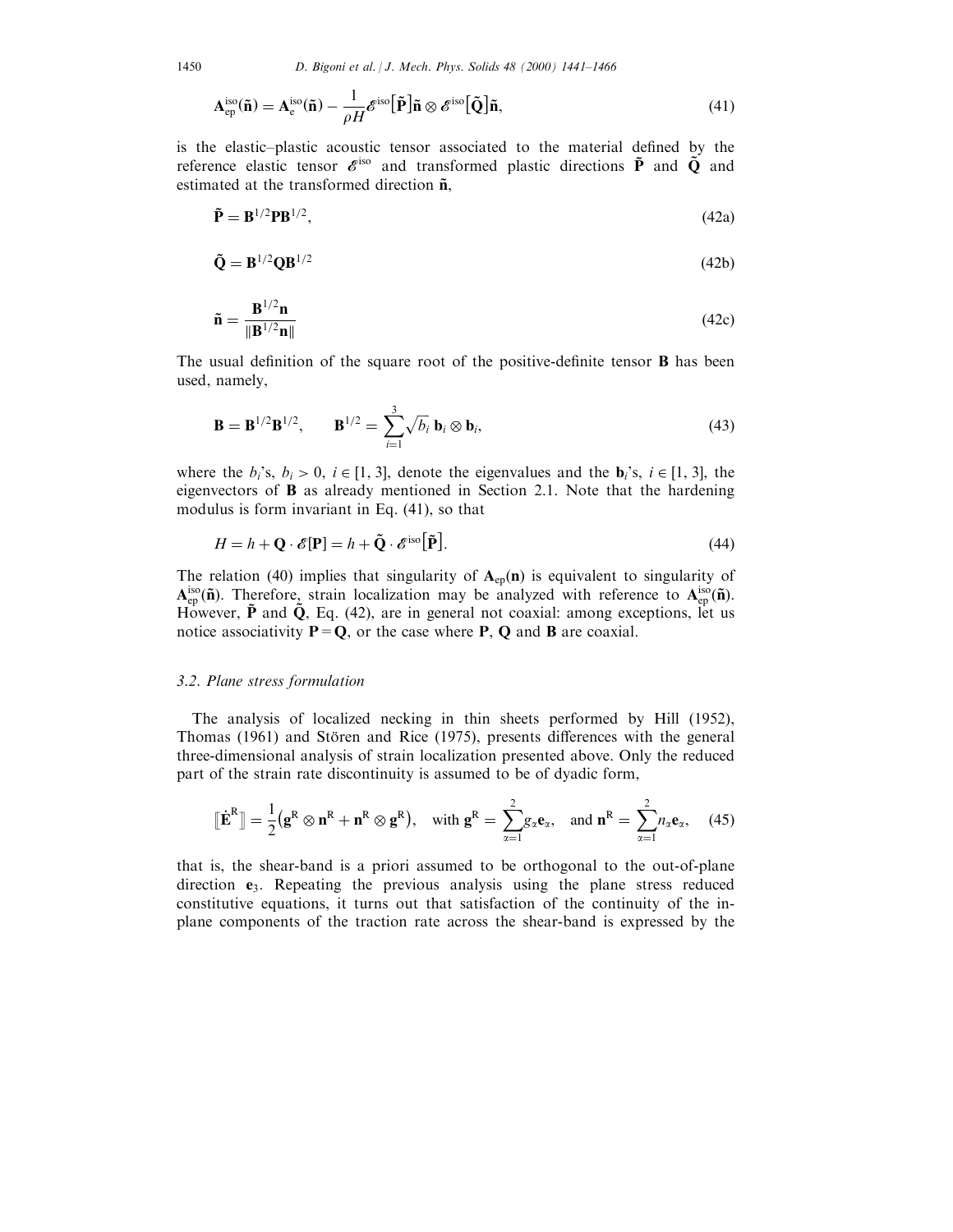$$\mathbf{A}_{\mathrm{ep}}^{\mathrm{iso}}(\tilde{\mathbf{n}}) = \mathbf{A}_{\mathrm{e}}^{\mathrm{iso}}(\tilde{\mathbf{n}}) - \frac{1}{\rho H}\mathscr{E}^{\mathrm{iso}}\big[\tilde{\mathbf{P}}\big]\tilde{\mathbf{n}} \otimes \mathscr{E}^{\mathrm{iso}}\big[\tilde{\mathbf{Q}}\big]\tilde{\mathbf{n}}, \tag{41}$$

is the elastic–plastic acoustic tensor associated to the material defined by the reference elastic tensor $\mathscr{E}^{\mathrm{iso}}$ and transformed plastic directions $\tilde{\mathbf{P}}$ and $\tilde{\mathbf{Q}}$ and estimated at the transformed direction $\tilde{\mathbf{n}}$,

$$\tilde{\mathbf{P}} = \mathbf{B}^{1/2}\mathbf{P}\mathbf{B}^{1/2}, \tag{42a}$$

$$\tilde{\mathbf{Q}} = \mathbf{B}^{1/2}\mathbf{Q}\mathbf{B}^{1/2} \tag{42b}$$

$$\tilde{\mathbf{n}} = \frac{\mathbf{B}^{1/2}\mathbf{n}}{\|\mathbf{B}^{1/2}\mathbf{n}\|} \tag{42c}$$

The usual definition of the square root of the positive-definite tensor $\mathbf{B}$ has been used, namely,

$$\mathbf{B} = \mathbf{B}^{1/2}\mathbf{B}^{1/2}, \qquad \mathbf{B}^{1/2} = \sum_{i=1}^{3}\sqrt{b_i}\,\mathbf{b}_i \otimes \mathbf{b}_i, \tag{43}$$

where the $b_i$'s, $b_i > 0$, $i \in [1, 3]$, denote the eigenvalues and the $\mathbf{b}_i$'s, $i \in [1, 3]$, the eigenvectors of $\mathbf{B}$ as already mentioned in Section 2.1. Note that the hardening modulus is form invariant in Eq. (41), so that

$$H = h + \mathbf{Q} \cdot \mathscr{E}[\mathbf{P}] = h + \tilde{\mathbf{Q}} \cdot \mathscr{E}^{\mathrm{iso}}\big[\tilde{\mathbf{P}}\big]. \tag{44}$$

The relation (40) implies that singularity of $\mathbf{A}_{\mathrm{ep}}(\mathbf{n})$ is equivalent to singularity of $\mathbf{A}_{\mathrm{ep}}^{\mathrm{iso}}(\tilde{\mathbf{n}})$. Therefore, strain localization may be analyzed with reference to $\mathbf{A}_{\mathrm{ep}}^{\mathrm{iso}}(\tilde{\mathbf{n}})$. However, $\tilde{\mathbf{P}}$ and $\tilde{\mathbf{Q}}$, Eq. (42), are in general not coaxial: among exceptions, let us notice associativity $\mathbf{P} = \mathbf{Q}$, or the case where $\mathbf{P}$, $\mathbf{Q}$ and $\mathbf{B}$ are coaxial.

### 3.2. Plane stress formulation

The analysis of localized necking in thin sheets performed by Hill (1952), Thomas (1961) and Stören and Rice (1975), presents differences with the general three-dimensional analysis of strain localization presented above. Only the reduced part of the strain rate discontinuity is assumed to be of dyadic form,

$$[\![\dot{\mathbf{E}}^{\mathrm{R}}]\!] = \frac{1}{2}\big(\mathbf{g}^{\mathrm{R}} \otimes \mathbf{n}^{\mathrm{R}} + \mathbf{n}^{\mathrm{R}} \otimes \mathbf{g}^{\mathrm{R}}\big), \quad \text{with } \mathbf{g}^{\mathrm{R}} = \sum_{\alpha=1}^{2} g_\alpha \mathbf{e}_\alpha, \quad \text{and } \mathbf{n}^{\mathrm{R}} = \sum_{\alpha=1}^{2} n_\alpha \mathbf{e}_\alpha, \tag{45}$$

that is, the shear-band is a priori assumed to be orthogonal to the out-of-plane direction $\mathbf{e}_3$. Repeating the previous analysis using the plane stress reduced constitutive equations, it turns out that satisfaction of the continuity of the in-plane components of the traction rate across the shear-band is expressed by the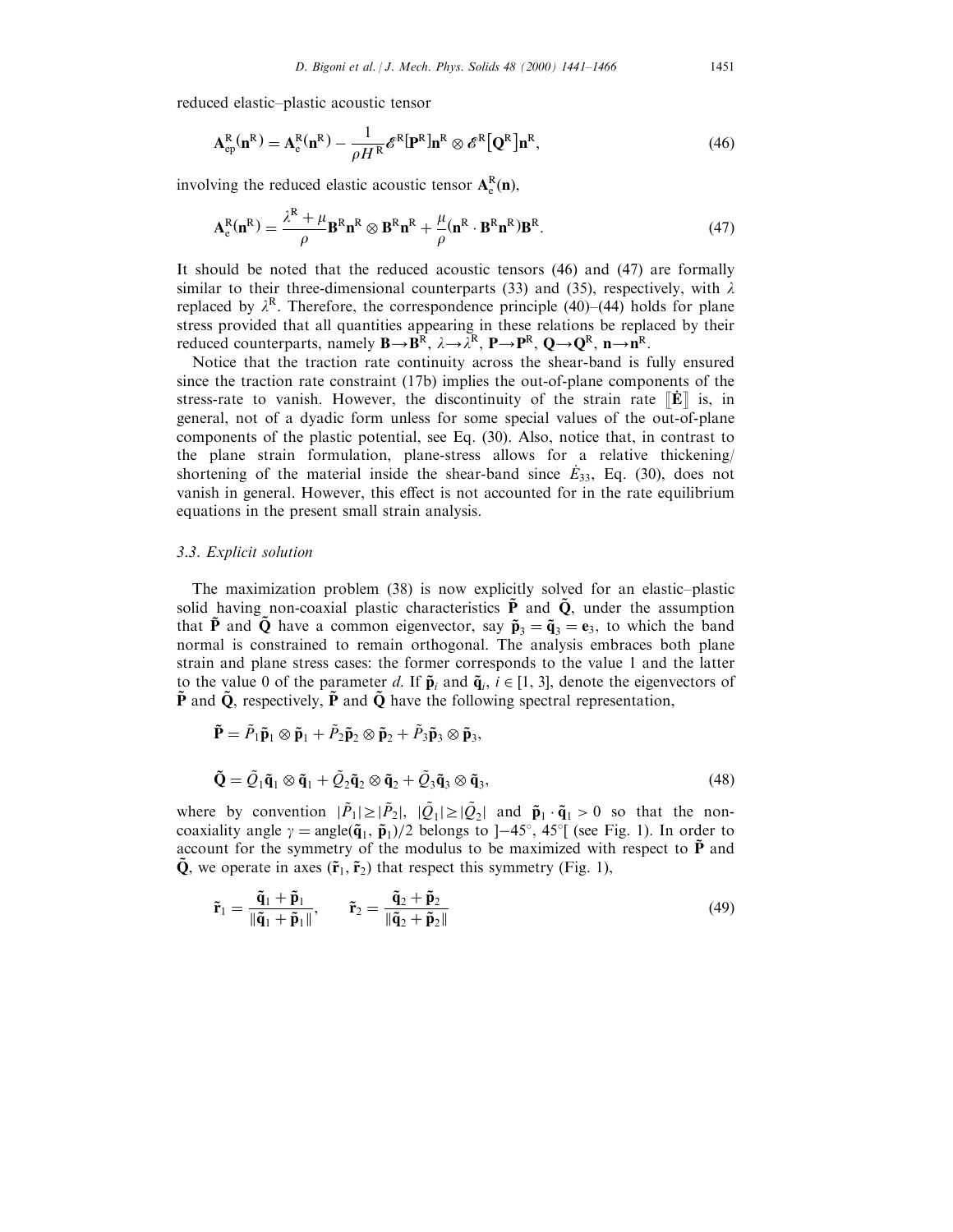reduced elastic–plastic acoustic tensor

$$\mathbf{A}^{\mathrm{R}}_{\mathrm{ep}}(\mathbf{n}^{\mathrm{R}}) = \mathbf{A}^{\mathrm{R}}_{\mathrm{e}}(\mathbf{n}^{\mathrm{R}}) - \frac{1}{\rho H^{\mathrm{R}}}\mathscr{E}^{\mathrm{R}}[\mathbf{P}^{\mathrm{R}}]\mathbf{n}^{\mathrm{R}} \otimes \mathscr{E}^{\mathrm{R}}[\mathbf{Q}^{\mathrm{R}}]\mathbf{n}^{\mathrm{R}}, \tag{46}$$

involving the reduced elastic acoustic tensor $\mathbf{A}^{\mathrm{R}}_{\mathrm{e}}(\mathbf{n})$,

$$\mathbf{A}^{\mathrm{R}}_{\mathrm{e}}(\mathbf{n}^{\mathrm{R}}) = \frac{\lambda^{\mathrm{R}} + \mu}{\rho}\mathbf{B}^{\mathrm{R}}\mathbf{n}^{\mathrm{R}} \otimes \mathbf{B}^{\mathrm{R}}\mathbf{n}^{\mathrm{R}} + \frac{\mu}{\rho}(\mathbf{n}^{\mathrm{R}} \cdot \mathbf{B}^{\mathrm{R}}\mathbf{n}^{\mathrm{R}})\mathbf{B}^{\mathrm{R}}. \tag{47}$$

It should be noted that the reduced acoustic tensors (46) and (47) are formally similar to their three-dimensional counterparts (33) and (35), respectively, with $\lambda$ replaced by $\lambda^{\mathrm{R}}$. Therefore, the correspondence principle (40)–(44) holds for plane stress provided that all quantities appearing in these relations be replaced by their reduced counterparts, namely $\mathbf{B}\to\mathbf{B}^{\mathrm{R}}$, $\lambda\to\lambda^{\mathrm{R}}$, $\mathbf{P}\to\mathbf{P}^{\mathrm{R}}$, $\mathbf{Q}\to\mathbf{Q}^{\mathrm{R}}$, $\mathbf{n}\to\mathbf{n}^{\mathrm{R}}$.

Notice that the traction rate continuity across the shear-band is fully ensured since the traction rate constraint (17b) implies the out-of-plane components of the stress-rate to vanish. However, the discontinuity of the strain rate $[\![\dot{\mathbf{E}}]\!]$ is, in general, not of a dyadic form unless for some special values of the out-of-plane components of the plastic potential, see Eq. (30). Also, notice that, in contrast to the plane strain formulation, plane-stress allows for a relative thickening/shortening of the material inside the shear-band since $\dot{E}_{33}$, Eq. (30), does not vanish in general. However, this effect is not accounted for in the rate equilibrium equations in the present small strain analysis.

### 3.3. Explicit solution

The maximization problem (38) is now explicitly solved for an elastic–plastic solid having non-coaxial plastic characteristics $\tilde{\mathbf{P}}$ and $\tilde{\mathbf{Q}}$, under the assumption that $\tilde{\mathbf{P}}$ and $\tilde{\mathbf{Q}}$ have a common eigenvector, say $\tilde{\mathbf{p}}_3 = \tilde{\mathbf{q}}_3 = \mathbf{e}_3$, to which the band normal is constrained to remain orthogonal. The analysis embraces both plane strain and plane stress cases: the former corresponds to the value 1 and the latter to the value 0 of the parameter $d$. If $\tilde{\mathbf{p}}_i$ and $\tilde{\mathbf{q}}_i$, $i \in [1, 3]$, denote the eigenvectors of $\tilde{\mathbf{P}}$ and $\tilde{\mathbf{Q}}$, respectively, $\tilde{\mathbf{P}}$ and $\tilde{\mathbf{Q}}$ have the following spectral representation,

$$\tilde{\mathbf{P}} = \tilde{P}_1\tilde{\mathbf{p}}_1 \otimes \tilde{\mathbf{p}}_1 + \tilde{P}_2\tilde{\mathbf{p}}_2 \otimes \tilde{\mathbf{p}}_2 + \tilde{P}_3\tilde{\mathbf{p}}_3 \otimes \tilde{\mathbf{p}}_3,$$

$$\tilde{\mathbf{Q}} = \tilde{Q}_1\tilde{\mathbf{q}}_1 \otimes \tilde{\mathbf{q}}_1 + \tilde{Q}_2\tilde{\mathbf{q}}_2 \otimes \tilde{\mathbf{q}}_2 + \tilde{Q}_3\tilde{\mathbf{q}}_3 \otimes \tilde{\mathbf{q}}_3, \tag{48}$$

where by convention $|\tilde{P}_1| \geq |\tilde{P}_2|$, $|\tilde{Q}_1| \geq |\tilde{Q}_2|$ and $\tilde{\mathbf{p}}_1 \cdot \tilde{\mathbf{q}}_1 > 0$ so that the non-coaxiality angle $\gamma = \text{angle}(\tilde{\mathbf{q}}_1, \tilde{\mathbf{p}}_1)/2$ belongs to $]-45°, 45°[$ (see Fig. 1). In order to account for the symmetry of the modulus to be maximized with respect to $\tilde{\mathbf{P}}$ and $\tilde{\mathbf{Q}}$, we operate in axes $(\tilde{\mathbf{r}}_1, \tilde{\mathbf{r}}_2)$ that respect this symmetry (Fig. 1),

$$\tilde{\mathbf{r}}_1 = \frac{\tilde{\mathbf{q}}_1 + \tilde{\mathbf{p}}_1}{\|\tilde{\mathbf{q}}_1 + \tilde{\mathbf{p}}_1\|}, \qquad \tilde{\mathbf{r}}_2 = \frac{\tilde{\mathbf{q}}_2 + \tilde{\mathbf{p}}_2}{\|\tilde{\mathbf{q}}_2 + \tilde{\mathbf{p}}_2\|} \tag{49}$$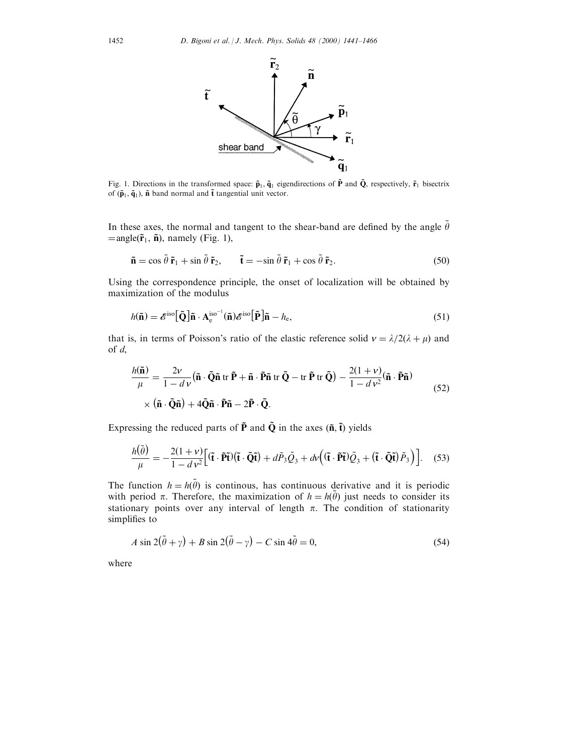Fig. 1. Directions in the transformed space: $\tilde{\mathbf{p}}_1$, $\tilde{\mathbf{q}}_1$ eigendirections of $\tilde{\mathbf{P}}$ and $\tilde{\mathbf{Q}}$, respectively, $\tilde{\mathbf{r}}_1$ bisectrix of $(\tilde{\mathbf{p}}_1, \tilde{\mathbf{q}}_1)$, $\tilde{\mathbf{n}}$ band normal and $\tilde{\mathbf{t}}$ tangential unit vector.

In these axes, the normal and tangent to the shear-band are defined by the angle $\tilde{\theta} = \text{angle}(\tilde{\mathbf{r}}_1, \tilde{\mathbf{n}})$, namely (Fig. 1),

$$\tilde{\mathbf{n}} = \cos\tilde{\theta}\,\tilde{\mathbf{r}}_1 + \sin\tilde{\theta}\,\tilde{\mathbf{r}}_2, \qquad \tilde{\mathbf{t}} = -\sin\tilde{\theta}\,\tilde{\mathbf{r}}_1 + \cos\tilde{\theta}\,\tilde{\mathbf{r}}_2. \tag{50}$$

Using the correspondence principle, the onset of localization will be obtained by maximization of the modulus

$$h(\tilde{\mathbf{n}}) = \mathscr{E}^{\text{iso}}\big[\tilde{\mathbf{Q}}\big]\tilde{\mathbf{n}} \cdot \mathbf{A}_{\text{e}}^{\text{iso}^{-1}}(\tilde{\mathbf{n}})\mathscr{E}^{\text{iso}}\big[\tilde{\mathbf{P}}\big]\tilde{\mathbf{n}} - h_{\text{e}}, \tag{51}$$

that is, in terms of Poisson's ratio of the elastic reference solid $\nu = \lambda/2(\lambda+\mu)$ and of $d$,

$$\begin{aligned}\frac{h(\tilde{\mathbf{n}})}{\mu} = {} & \frac{2\nu}{1-d\nu}\big(\tilde{\mathbf{n}}\cdot\tilde{\mathbf{Q}}\tilde{\mathbf{n}}\,\mathrm{tr}\,\tilde{\mathbf{P}} + \tilde{\mathbf{n}}\cdot\tilde{\mathbf{P}}\tilde{\mathbf{n}}\,\mathrm{tr}\,\tilde{\mathbf{Q}} - \mathrm{tr}\,\tilde{\mathbf{P}}\,\mathrm{tr}\,\tilde{\mathbf{Q}}\big) - \frac{2(1+\nu)}{1-d\nu^2}(\tilde{\mathbf{n}}\cdot\tilde{\mathbf{P}}\tilde{\mathbf{n}}) \\ & \times \big(\tilde{\mathbf{n}}\cdot\tilde{\mathbf{Q}}\tilde{\mathbf{n}}\big) + 4\tilde{\mathbf{Q}}\tilde{\mathbf{n}}\cdot\tilde{\mathbf{P}}\tilde{\mathbf{n}} - 2\tilde{\mathbf{P}}\cdot\tilde{\mathbf{Q}}.\end{aligned} \tag{52}$$

Expressing the reduced parts of $\tilde{\mathbf{P}}$ and $\tilde{\mathbf{Q}}$ in the axes $(\tilde{\mathbf{n}}, \tilde{\mathbf{t}})$ yields

$$\frac{h(\tilde{\theta})}{\mu} = -\frac{2(1+\nu)}{1-d\nu^2}\Big[(\tilde{\mathbf{t}}\cdot\tilde{\mathbf{P}}\tilde{\mathbf{t}})(\tilde{\mathbf{t}}\cdot\tilde{\mathbf{Q}}\tilde{\mathbf{t}}) + d\tilde{P}_3\tilde{Q}_3 + d\nu\Big((\tilde{\mathbf{t}}\cdot\tilde{\mathbf{P}}\tilde{\mathbf{t}})\tilde{Q}_3 + (\tilde{\mathbf{t}}\cdot\tilde{\mathbf{Q}}\tilde{\mathbf{t}})\tilde{P}_3\Big)\Big]. \tag{53}$$

The function $h = h(\tilde{\theta})$ is continous, has continuous derivative and it is periodic with period $\pi$. Therefore, the maximization of $h = h(\tilde{\theta})$ just needs to consider its stationary points over any interval of length $\pi$. The condition of stationarity simplifies to

$$A\sin 2(\tilde{\theta}+\gamma) + B\sin 2(\tilde{\theta}-\gamma) - C\sin 4\tilde{\theta} = 0, \tag{54}$$

where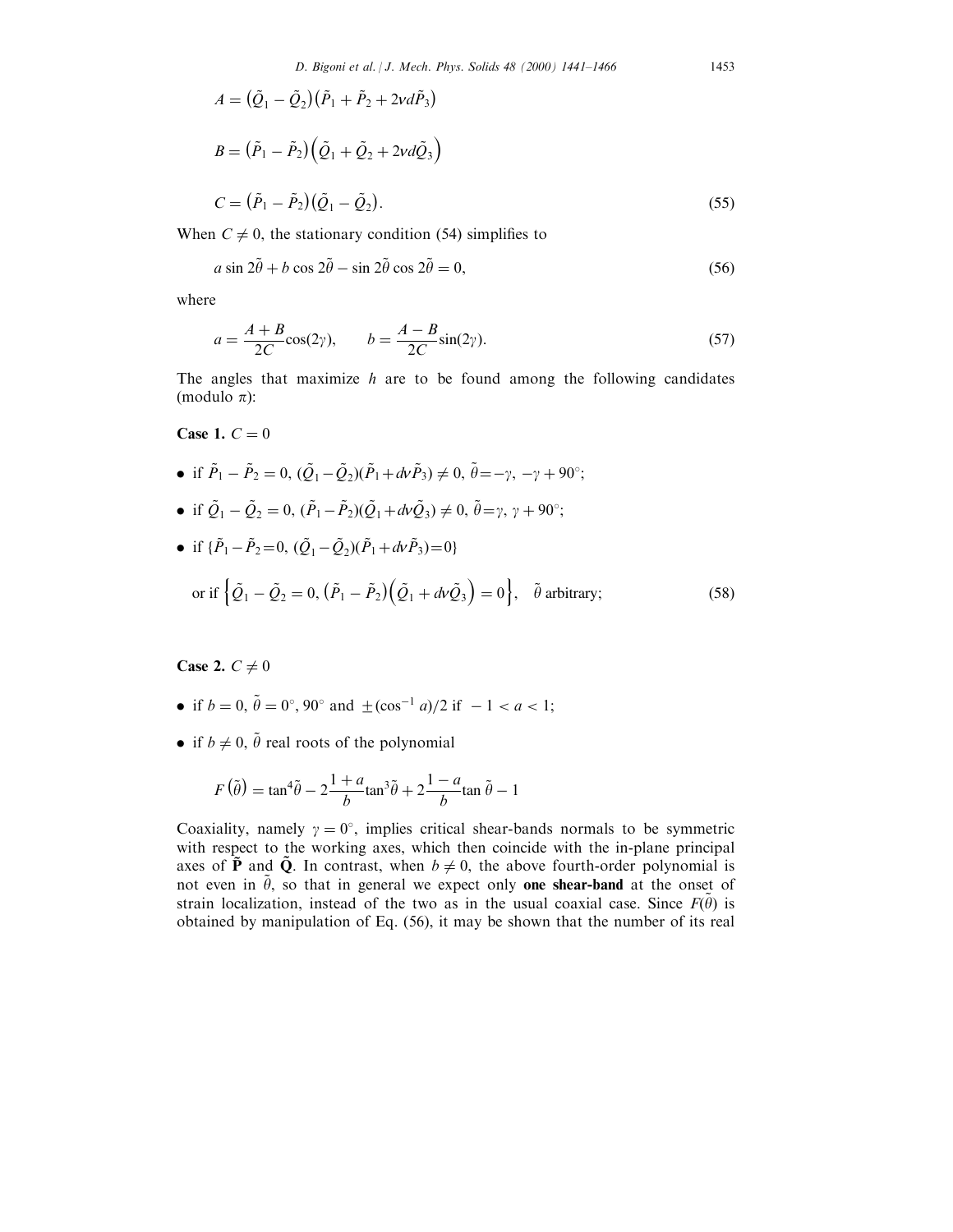$$A = \left(\tilde{Q}_1 - \tilde{Q}_2\right)\left(\tilde{P}_1 + \tilde{P}_2 + 2\nu d\tilde{P}_3\right)$$

$$B = \left(\tilde{P}_1 - \tilde{P}_2\right)\left(\tilde{Q}_1 + \tilde{Q}_2 + 2\nu d\tilde{Q}_3\right)$$

$$C = \left(\tilde{P}_1 - \tilde{P}_2\right)\left(\tilde{Q}_1 - \tilde{Q}_2\right). \tag{55}$$

When $C \neq 0$, the stationary condition (54) simplifies to

$$a \sin 2\tilde{\theta} + b \cos 2\tilde{\theta} - \sin 2\tilde{\theta} \cos 2\tilde{\theta} = 0, \tag{56}$$

where

$$a = \frac{A+B}{2C}\cos(2\gamma), \qquad b = \frac{A-B}{2C}\sin(2\gamma). \tag{57}$$

The angles that maximize $h$ are to be found among the following candidates (modulo $\pi$):

**Case 1.** $C = 0$

- if $\tilde{P}_1 - \tilde{P}_2 = 0$, $(\tilde{Q}_1 - \tilde{Q}_2)(\tilde{P}_1 + d\nu\tilde{P}_3) \neq 0$, $\tilde{\theta} = -\gamma,\ -\gamma + 90^\circ$;
- if $\tilde{Q}_1 - \tilde{Q}_2 = 0$, $(\tilde{P}_1 - \tilde{P}_2)(\tilde{Q}_1 + d\nu\tilde{Q}_3) \neq 0$, $\tilde{\theta} = \gamma,\ \gamma + 90^\circ$;
- if $\{\tilde{P}_1 - \tilde{P}_2 = 0,\ (\tilde{Q}_1 - \tilde{Q}_2)(\tilde{P}_1 + d\nu\tilde{P}_3) = 0\}$

  or if $\left\{\tilde{Q}_1 - \tilde{Q}_2 = 0,\ \left(\tilde{P}_1 - \tilde{P}_2\right)\left(\tilde{Q}_1 + d\nu\tilde{Q}_3\right) = 0\right\}$, $\quad \tilde{\theta}$ arbitrary; $\qquad$ (58)

**Case 2.** $C \neq 0$

- if $b = 0$, $\tilde{\theta} = 0^\circ, 90^\circ$ and $\pm(\cos^{-1} a)/2$ if $-1 < a < 1$;
- if $b \neq 0$, $\tilde{\theta}$ real roots of the polynomial

$$F\left(\tilde{\theta}\right) = \tan^4\tilde{\theta} - 2\frac{1+a}{b}\tan^3\tilde{\theta} + 2\frac{1-a}{b}\tan\tilde{\theta} - 1$$

Coaxiality, namely $\gamma = 0^\circ$, implies critical shear-bands normals to be symmetric with respect to the working axes, which then coincide with the in-plane principal axes of $\tilde{\mathbf{P}}$ and $\tilde{\mathbf{Q}}$. In contrast, when $b \neq 0$, the above fourth-order polynomial is not even in $\tilde{\theta}$, so that in general we expect only **one shear-band** at the onset of strain localization, instead of the two as in the usual coaxial case. Since $F(\tilde{\theta})$ is obtained by manipulation of Eq. (56), it may be shown that the number of its real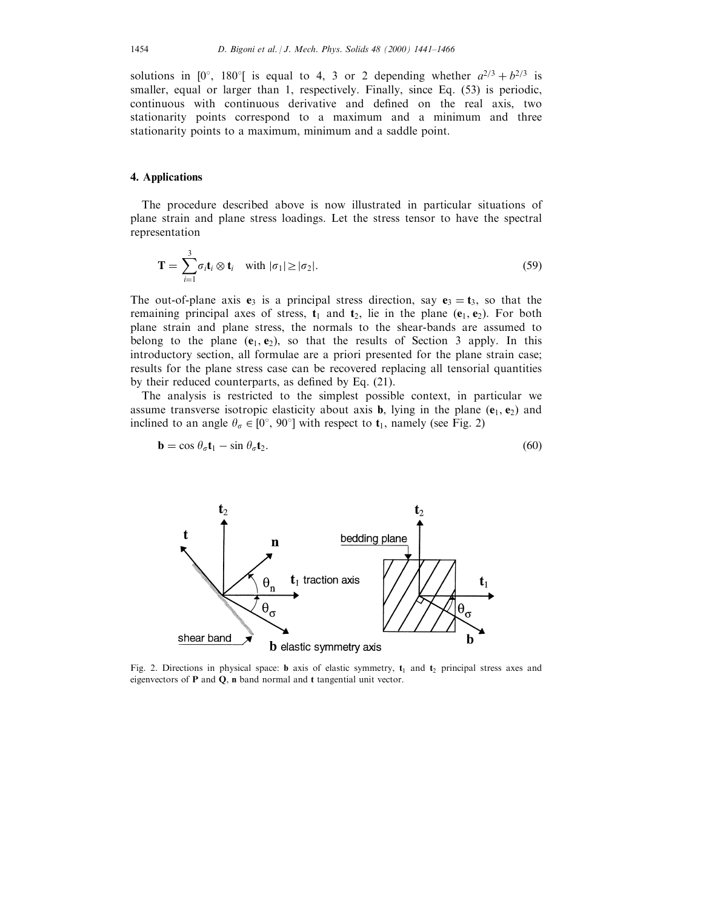solutions in $[0°, 180°[$ is equal to 4, 3 or 2 depending whether $a^{2/3} + b^{2/3}$ is smaller, equal or larger than 1, respectively. Finally, since Eq. (53) is periodic, continuous with continuous derivative and defined on the real axis, two stationarity points correspond to a maximum and a minimum and three stationarity points to a maximum, minimum and a saddle point.

## 4. Applications

The procedure described above is now illustrated in particular situations of plane strain and plane stress loadings. Let the stress tensor to have the spectral representation

$$\mathbf{T} = \sum_{i=1}^{3} \sigma_i \mathbf{t}_i \otimes \mathbf{t}_i \quad \text{with } |\sigma_1| \geq |\sigma_2|. \tag{59}$$

The out-of-plane axis $\mathbf{e}_3$ is a principal stress direction, say $\mathbf{e}_3 = \mathbf{t}_3$, so that the remaining principal axes of stress, $\mathbf{t}_1$ and $\mathbf{t}_2$, lie in the plane $(\mathbf{e}_1, \mathbf{e}_2)$. For both plane strain and plane stress, the normals to the shear-bands are assumed to belong to the plane $(\mathbf{e}_1, \mathbf{e}_2)$, so that the results of Section 3 apply. In this introductory section, all formulae are a priori presented for the plane strain case; results for the plane stress case can be recovered replacing all tensorial quantities by their reduced counterparts, as defined by Eq. (21).

The analysis is restricted to the simplest possible context, in particular we assume transverse isotropic elasticity about axis $\mathbf{b}$, lying in the plane $(\mathbf{e}_1, \mathbf{e}_2)$ and inclined to an angle $\theta_\sigma \in [0°, 90°]$ with respect to $\mathbf{t}_1$, namely (see Fig. 2)

$$\mathbf{b} = \cos\theta_\sigma \mathbf{t}_1 - \sin\theta_\sigma \mathbf{t}_2. \tag{60}$$

Fig. 2. Directions in physical space: $\mathbf{b}$ axis of elastic symmetry, $\mathbf{t}_1$ and $\mathbf{t}_2$ principal stress axes and eigenvectors of $\mathbf{P}$ and $\mathbf{Q}$, $\mathbf{n}$ band normal and $\mathbf{t}$ tangential unit vector.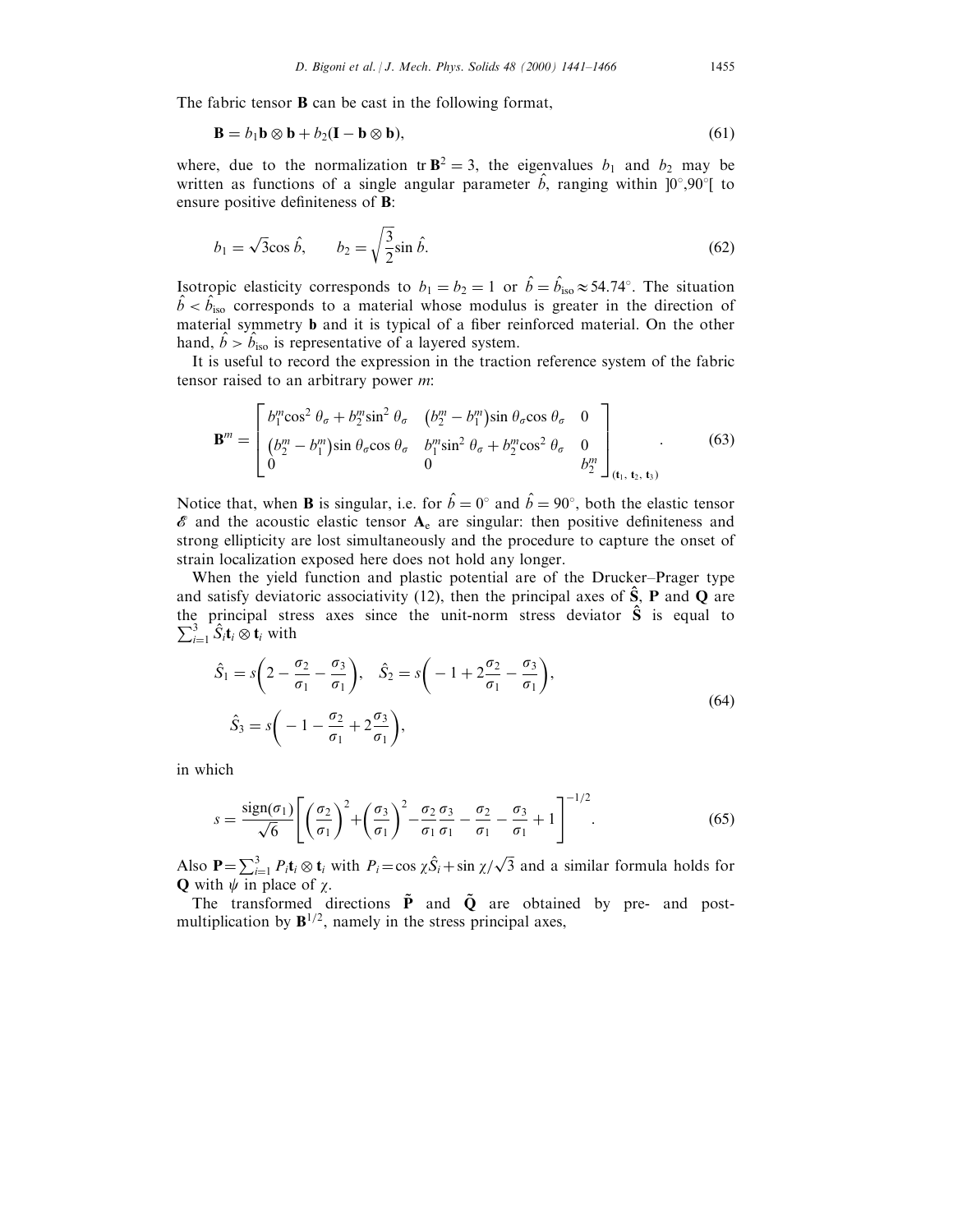The fabric tensor $\mathbf{B}$ can be cast in the following format,

$$\mathbf{B} = b_1 \mathbf{b} \otimes \mathbf{b} + b_2 (\mathbf{I} - \mathbf{b} \otimes \mathbf{b}), \tag{61}$$

where, due to the normalization $\operatorname{tr} \mathbf{B}^2 = 3$, the eigenvalues $b_1$ and $b_2$ may be written as functions of a single angular parameter $\hat{b}$, ranging within $]0°, 90°[$ to ensure positive definiteness of $\mathbf{B}$:

$$b_1 = \sqrt{3} \cos \hat{b}, \qquad b_2 = \sqrt{\frac{3}{2}} \sin \hat{b}. \tag{62}$$

Isotropic elasticity corresponds to $b_1 = b_2 = 1$ or $\hat{b} = \hat{b}_{\text{iso}} \approx 54.74°$. The situation $\hat{b} < \hat{b}_{\text{iso}}$ corresponds to a material whose modulus is greater in the direction of material symmetry $\mathbf{b}$ and it is typical of a fiber reinforced material. On the other hand, $\hat{b} > \hat{b}_{\text{iso}}$ is representative of a layered system.

It is useful to record the expression in the traction reference system of the fabric tensor raised to an arbitrary power $m$:

$$\mathbf{B}^m = \begin{bmatrix} b_1^m \cos^2 \theta_\sigma + b_2^m \sin^2 \theta_\sigma & \left(b_2^m - b_1^m\right) \sin \theta_\sigma \cos \theta_\sigma & 0 \\ \left(b_2^m - b_1^m\right) \sin \theta_\sigma \cos \theta_\sigma & b_1^m \sin^2 \theta_\sigma + b_2^m \cos^2 \theta_\sigma & 0 \\ 0 & 0 & b_2^m \end{bmatrix}_{(\mathbf{t}_1, \mathbf{t}_2, \mathbf{t}_3)} . \tag{63}$$

Notice that, when $\mathbf{B}$ is singular, i.e. for $\hat{b} = 0°$ and $\hat{b} = 90°$, both the elastic tensor $\mathscr{E}$ and the acoustic elastic tensor $\mathbf{A}_\text{e}$ are singular: then positive definiteness and strong ellipticity are lost simultaneously and the procedure to capture the onset of strain localization exposed here does not hold any longer.

When the yield function and plastic potential are of the Drucker–Prager type and satisfy deviatoric associativity (12), then the principal axes of $\hat{\mathbf{S}}$, $\mathbf{P}$ and $\mathbf{Q}$ are the principal stress axes since the unit-norm stress deviator $\hat{\mathbf{S}}$ is equal to $\sum_{i=1}^{3} \hat{S}_i \mathbf{t}_i \otimes \mathbf{t}_i$ with

$$\hat{S}_1 = s\left(2 - \frac{\sigma_2}{\sigma_1} - \frac{\sigma_3}{\sigma_1}\right), \quad \hat{S}_2 = s\left(-1 + 2\frac{\sigma_2}{\sigma_1} - \frac{\sigma_3}{\sigma_1}\right),$$
$$\hat{S}_3 = s\left(-1 - \frac{\sigma_2}{\sigma_1} + 2\frac{\sigma_3}{\sigma_1}\right), \tag{64}$$

in which

$$s = \frac{\operatorname{sign}(\sigma_1)}{\sqrt{6}} \left[ \left(\frac{\sigma_2}{\sigma_1}\right)^2 + \left(\frac{\sigma_3}{\sigma_1}\right)^2 - \frac{\sigma_2}{\sigma_1}\frac{\sigma_3}{\sigma_1} - \frac{\sigma_2}{\sigma_1} - \frac{\sigma_3}{\sigma_1} + 1 \right]^{-1/2}. \tag{65}$$

Also $\mathbf{P} = \sum_{i=1}^{3} P_i \mathbf{t}_i \otimes \mathbf{t}_i$ with $P_i = \cos \chi \hat{S}_i + \sin \chi / \sqrt{3}$ and a similar formula holds for $\mathbf{Q}$ with $\psi$ in place of $\chi$.

The transformed directions $\tilde{\mathbf{P}}$ and $\tilde{\mathbf{Q}}$ are obtained by pre- and post-multiplication by $\mathbf{B}^{1/2}$, namely in the stress principal axes,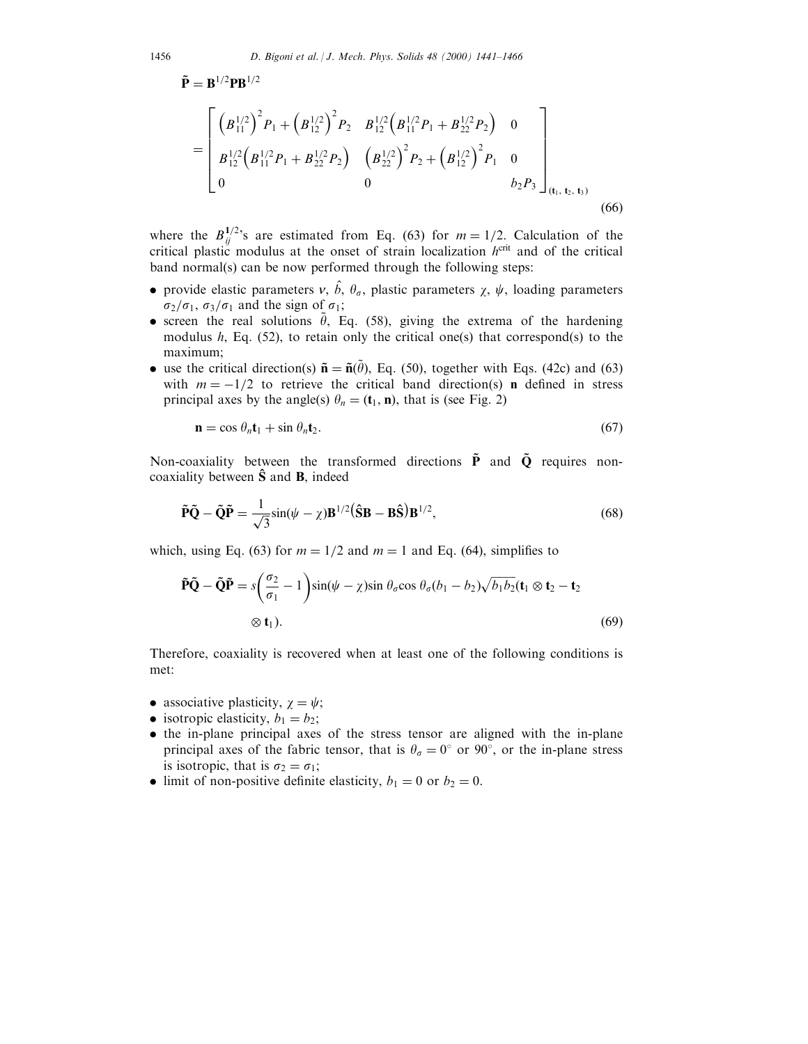$$
\tilde{\mathbf{P}} = \mathbf{B}^{1/2}\mathbf{P}\mathbf{B}^{1/2}
$$

$$
= \begin{bmatrix} \left(B_{11}^{1/2}\right)^2 P_1 + \left(B_{12}^{1/2}\right)^2 P_2 & B_{12}^{1/2}\left(B_{11}^{1/2}P_1 + B_{22}^{1/2}P_2\right) & 0 \\ B_{12}^{1/2}\left(B_{11}^{1/2}P_1 + B_{22}^{1/2}P_2\right) & \left(B_{22}^{1/2}\right)^2 P_2 + \left(B_{12}^{1/2}\right)^2 P_1 & 0 \\ 0 & 0 & b_2 P_3 \end{bmatrix}_{(\mathbf{t}_1,\, \mathbf{t}_2,\, \mathbf{t}_3)} \tag{66}
$$

where the $B_{ij}^{1/2}$'s are estimated from Eq. (63) for $m = 1/2$. Calculation of the critical plastic modulus at the onset of strain localization $h^{\text{crit}}$ and of the critical band normal(s) can be now performed through the following steps:

- provide elastic parameters $\nu$, $\hat{b}$, $\theta_\sigma$, plastic parameters $\chi$, $\psi$, loading parameters $\sigma_2/\sigma_1$, $\sigma_3/\sigma_1$ and the sign of $\sigma_1$;
- screen the real solutions $\tilde{\theta}$, Eq. (58), giving the extrema of the hardening modulus $h$, Eq. (52), to retain only the critical one(s) that correspond(s) to the maximum;
- use the critical direction(s) $\tilde{\mathbf{n}} = \tilde{\mathbf{n}}(\tilde{\theta})$, Eq. (50), together with Eqs. (42c) and (63) with $m = -1/2$ to retrieve the critical band direction(s) $\mathbf{n}$ defined in stress principal axes by the angle(s) $\theta_n = (\mathbf{t}_1, \mathbf{n})$, that is (see Fig. 2)

$$
\mathbf{n} = \cos\theta_n \mathbf{t}_1 + \sin\theta_n \mathbf{t}_2. \tag{67}
$$

Non-coaxiality between the transformed directions $\tilde{\mathbf{P}}$ and $\tilde{\mathbf{Q}}$ requires non-coaxiality between $\hat{\mathbf{S}}$ and $\mathbf{B}$, indeed

$$
\tilde{\mathbf{P}}\tilde{\mathbf{Q}} - \tilde{\mathbf{Q}}\tilde{\mathbf{P}} = \frac{1}{\sqrt{3}}\sin(\psi - \chi)\mathbf{B}^{1/2}\left(\hat{\mathbf{S}}\mathbf{B} - \mathbf{B}\hat{\mathbf{S}}\right)\mathbf{B}^{1/2}, \tag{68}
$$

which, using Eq. (63) for $m = 1/2$ and $m = 1$ and Eq. (64), simplifies to

$$
\tilde{\mathbf{P}}\tilde{\mathbf{Q}} - \tilde{\mathbf{Q}}\tilde{\mathbf{P}} = s\left(\frac{\sigma_2}{\sigma_1} - 1\right)\sin(\psi - \chi)\sin\theta_\sigma\cos\theta_\sigma(b_1 - b_2)\sqrt{b_1 b_2}(\mathbf{t}_1 \otimes \mathbf{t}_2 - \mathbf{t}_2 \otimes \mathbf{t}_1). \tag{69}
$$

Therefore, coaxiality is recovered when at least one of the following conditions is met:

- associative plasticity, $\chi = \psi$;
- isotropic elasticity, $b_1 = b_2$;
- the in-plane principal axes of the stress tensor are aligned with the in-plane principal axes of the fabric tensor, that is $\theta_\sigma = 0°$ or $90°$, or the in-plane stress is isotropic, that is $\sigma_2 = \sigma_1$;
- limit of non-positive definite elasticity, $b_1 = 0$ or $b_2 = 0$.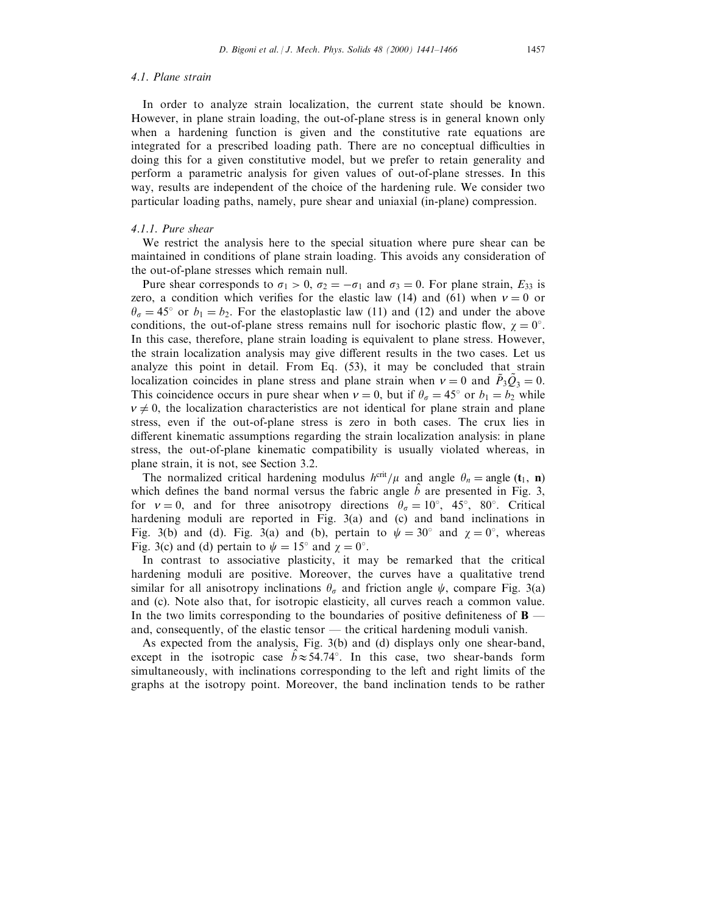### 4.1. Plane strain

In order to analyze strain localization, the current state should be known. However, in plane strain loading, the out-of-plane stress is in general known only when a hardening function is given and the constitutive rate equations are integrated for a prescribed loading path. There are no conceptual difficulties in doing this for a given constitutive model, but we prefer to retain generality and perform a parametric analysis for given values of out-of-plane stresses. In this way, results are independent of the choice of the hardening rule. We consider two particular loading paths, namely, pure shear and uniaxial (in-plane) compression.

#### 4.1.1. Pure shear

We restrict the analysis here to the special situation where pure shear can be maintained in conditions of plane strain loading. This avoids any consideration of the out-of-plane stresses which remain null.

Pure shear corresponds to $\sigma_1 > 0$, $\sigma_2 = -\sigma_1$ and $\sigma_3 = 0$. For plane strain, $E_{33}$ is zero, a condition which verifies for the elastic law (14) and (61) when $\nu = 0$ or $\theta_\sigma = 45°$ or $b_1 = b_2$. For the elastoplastic law (11) and (12) and under the above conditions, the out-of-plane stress remains null for isochoric plastic flow, $\chi = 0°$. In this case, therefore, plane strain loading is equivalent to plane stress. However, the strain localization analysis may give different results in the two cases. Let us analyze this point in detail. From Eq. (53), it may be concluded that strain localization coincides in plane stress and plane strain when $\nu = 0$ and $\tilde{P}_3\tilde{Q}_3 = 0$. This coincidence occurs in pure shear when $\nu = 0$, but if $\theta_\sigma = 45°$ or $b_1 = b_2$ while $\nu \neq 0$, the localization characteristics are not identical for plane strain and plane stress, even if the out-of-plane stress is zero in both cases. The crux lies in different kinematic assumptions regarding the strain localization analysis: in plane stress, the out-of-plane kinematic compatibility is usually violated whereas, in plane strain, it is not, see Section 3.2.

The normalized critical hardening modulus $h^{\text{crit}}/\mu$ and angle $\theta_n = \text{angle}\,(\mathbf{t}_1, \mathbf{n})$ which defines the band normal versus the fabric angle $\hat{b}$ are presented in Fig. 3, for $\nu = 0$, and for three anisotropy directions $\theta_\sigma = 10°$, $45°$, $80°$. Critical hardening moduli are reported in Fig. 3(a) and (c) and band inclinations in Fig. 3(b) and (d). Fig. 3(a) and (b), pertain to $\psi = 30°$ and $\chi = 0°$, whereas Fig. 3(c) and (d) pertain to $\psi = 15°$ and $\chi = 0°$.

In contrast to associative plasticity, it may be remarked that the critical hardening moduli are positive. Moreover, the curves have a qualitative trend similar for all anisotropy inclinations $\theta_\sigma$ and friction angle $\psi$, compare Fig. 3(a) and (c). Note also that, for isotropic elasticity, all curves reach a common value. In the two limits corresponding to the boundaries of positive definiteness of $\mathbf{B}$ — and, consequently, of the elastic tensor — the critical hardening moduli vanish.

As expected from the analysis, Fig. 3(b) and (d) displays only one shear-band, except in the isotropic case $\hat{b} \approx 54.74°$. In this case, two shear-bands form simultaneously, with inclinations corresponding to the left and right limits of the graphs at the isotropy point. Moreover, the band inclination tends to be rather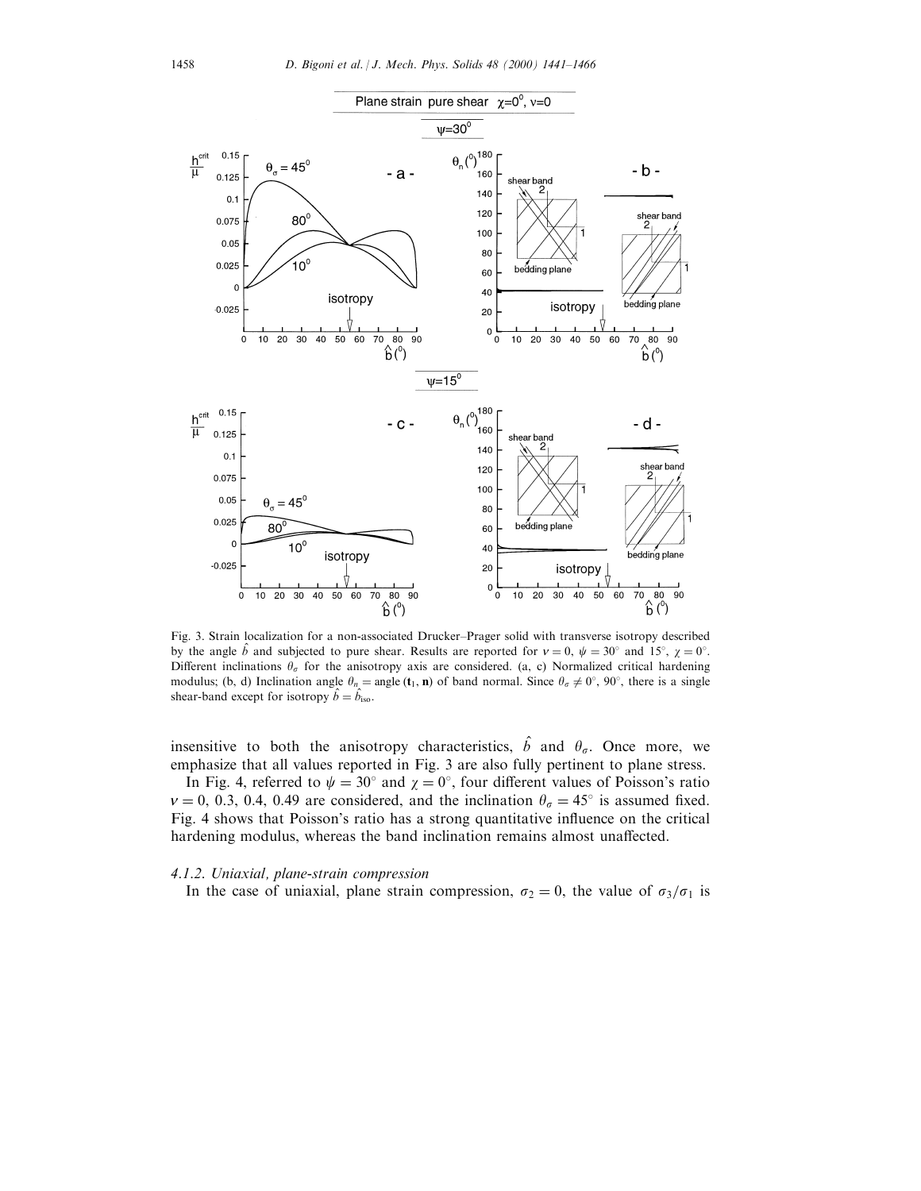Fig. 3. Strain localization for a non-associated Drucker–Prager solid with transverse isotropy described by the angle $\hat{b}$ and subjected to pure shear. Results are reported for $\nu = 0$, $\psi = 30^\circ$ and $15^\circ$, $\chi = 0^\circ$. Different inclinations $\theta_\sigma$ for the anisotropy axis are considered. (a, c) Normalized critical hardening modulus; (b, d) Inclination angle $\theta_n = \text{angle}\,(\mathbf{t}_1, \mathbf{n})$ of band normal. Since $\theta_\sigma \neq 0^\circ, 90^\circ$, there is a single shear-band except for isotropy $\hat{b} = \hat{b}_{\text{iso}}$.

insensitive to both the anisotropy characteristics, $\hat{b}$ and $\theta_\sigma$. Once more, we emphasize that all values reported in Fig. 3 are also fully pertinent to plane stress.

In Fig. 4, referred to $\psi = 30^\circ$ and $\chi = 0^\circ$, four different values of Poisson's ratio $\nu = 0$, 0.3, 0.4, 0.49 are considered, and the inclination $\theta_\sigma = 45^\circ$ is assumed fixed. Fig. 4 shows that Poisson's ratio has a strong quantitative influence on the critical hardening modulus, whereas the band inclination remains almost unaffected.

#### 4.1.2. Uniaxial, plane-strain compression

In the case of uniaxial, plane strain compression, $\sigma_2 = 0$, the value of $\sigma_3/\sigma_1$ is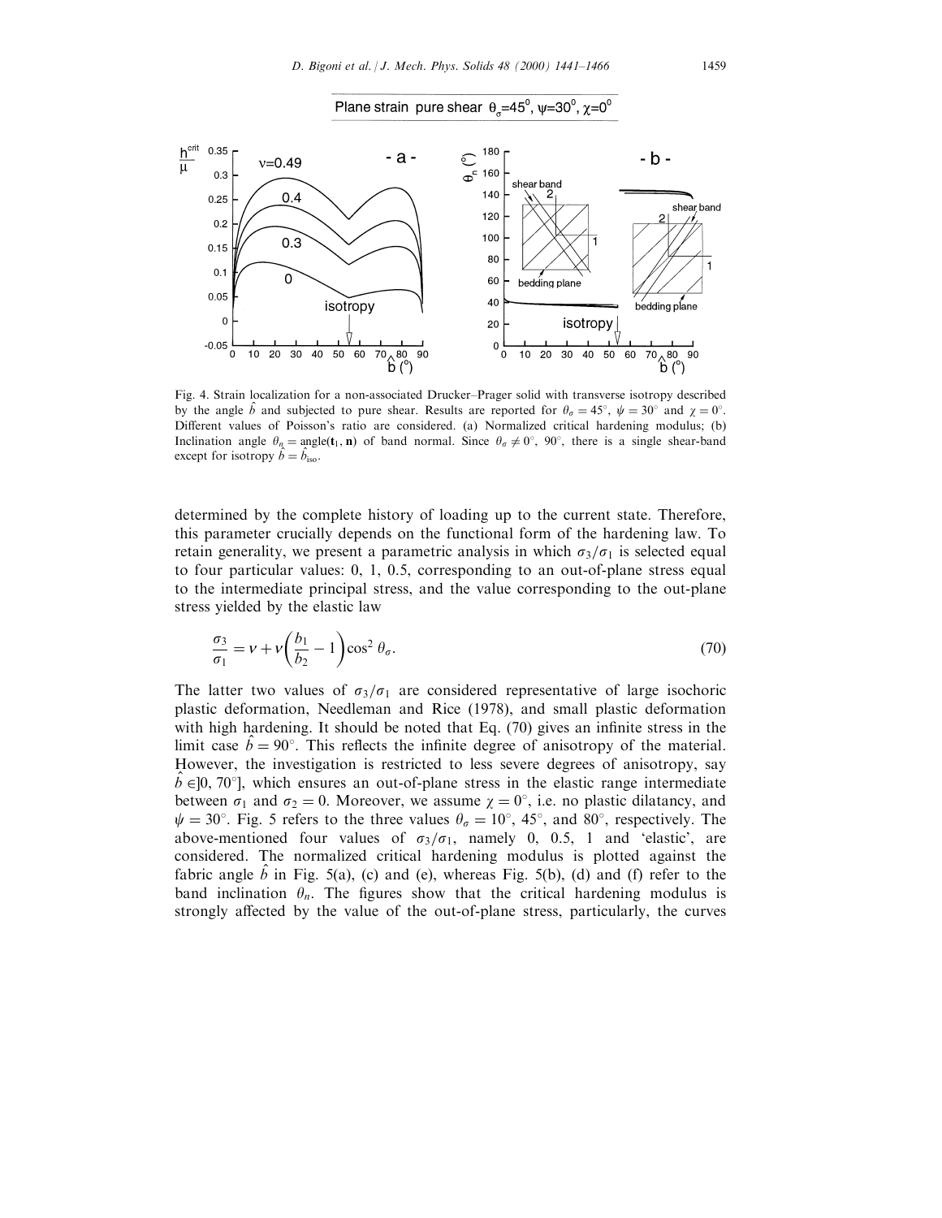Plane strain pure shear $\theta_\sigma$=45°, $\psi$=30°, $\chi$=0°

Fig. 4. Strain localization for a non-associated Drucker–Prager solid with transverse isotropy described by the angle $\hat{b}$ and subjected to pure shear. Results are reported for $\theta_\sigma = 45°$, $\psi = 30°$ and $\chi = 0°$. Different values of Poisson's ratio are considered. (a) Normalized critical hardening modulus; (b) Inclination angle $\theta_n = \text{angle}(\mathbf{t}_1, \mathbf{n})$ of band normal. Since $\theta_\sigma \neq 0°$, 90°, there is a single shear-band except for isotropy $\hat{b} = \hat{b}_{\text{iso}}$.

determined by the complete history of loading up to the current state. Therefore, this parameter crucially depends on the functional form of the hardening law. To retain generality, we present a parametric analysis in which $\sigma_3/\sigma_1$ is selected equal to four particular values: 0, 1, 0.5, corresponding to an out-of-plane stress equal to the intermediate principal stress, and the value corresponding to the out-plane stress yielded by the elastic law

$$\frac{\sigma_3}{\sigma_1} = \nu + \nu\left(\frac{b_1}{b_2} - 1\right)\cos^2\theta_\sigma. \tag{70}$$

The latter two values of $\sigma_3/\sigma_1$ are considered representative of large isochoric plastic deformation, Needleman and Rice (1978), and small plastic deformation with high hardening. It should be noted that Eq. (70) gives an infinite stress in the limit case $\hat{b} = 90°$. This reflects the infinite degree of anisotropy of the material. However, the investigation is restricted to less severe degrees of anisotropy, say $\hat{b} \in ]0, 70°]$, which ensures an out-of-plane stress in the elastic range intermediate between $\sigma_1$ and $\sigma_2 = 0$. Moreover, we assume $\chi = 0°$, i.e. no plastic dilatancy, and $\psi = 30°$. Fig. 5 refers to the three values $\theta_\sigma = 10°$, 45°, and 80°, respectively. The above-mentioned four values of $\sigma_3/\sigma_1$, namely 0, 0.5, 1 and 'elastic', are considered. The normalized critical hardening modulus is plotted against the fabric angle $\hat{b}$ in Fig. 5(a), (c) and (e), whereas Fig. 5(b), (d) and (f) refer to the band inclination $\theta_n$. The figures show that the critical hardening modulus is strongly affected by the value of the out-of-plane stress, particularly, the curves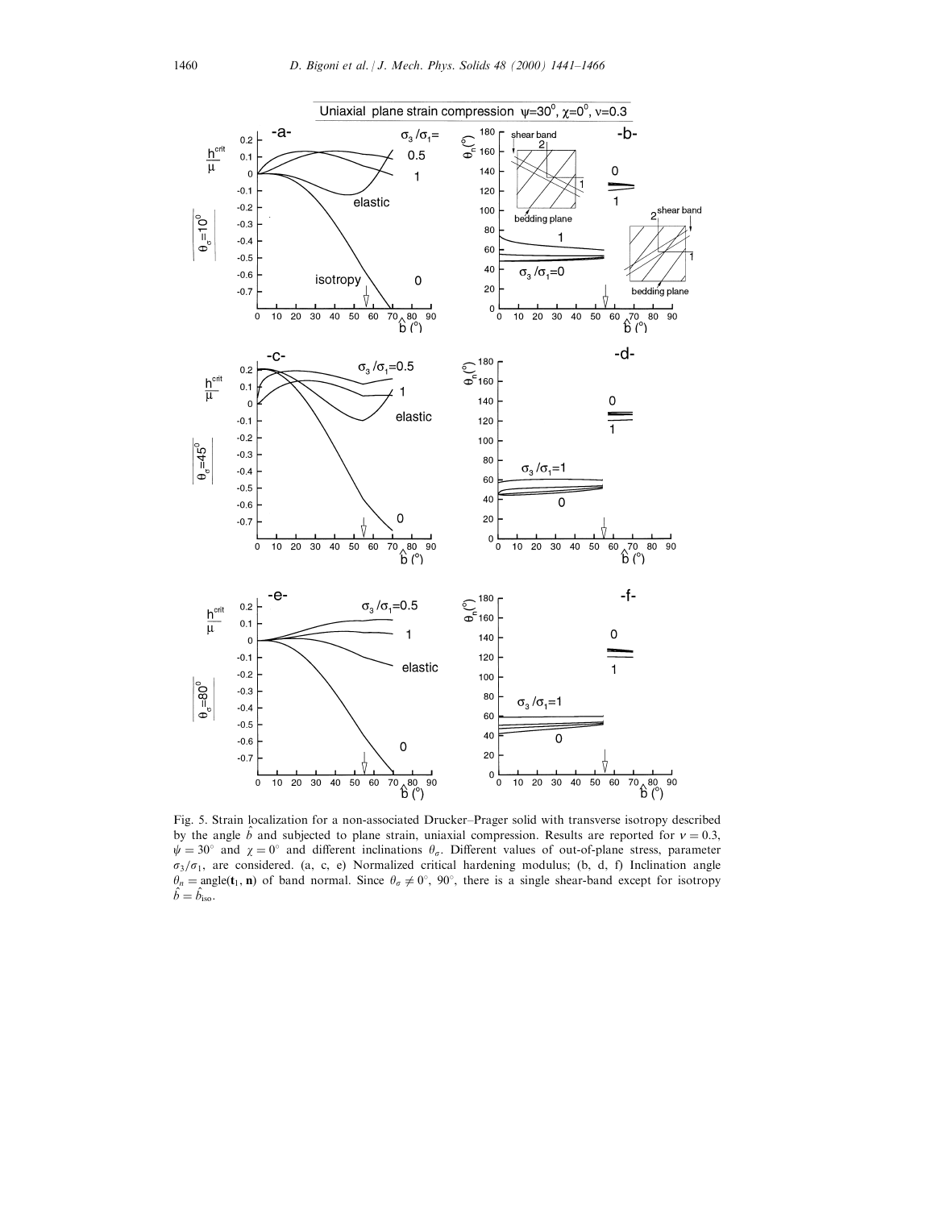Fig. 5. Strain localization for a non-associated Drucker–Prager solid with transverse isotropy described by the angle $\hat{b}$ and subjected to plane strain, uniaxial compression. Results are reported for $\nu = 0.3$, $\psi = 30°$ and $\chi = 0°$ and different inclinations $\theta_\sigma$. Different values of out-of-plane stress, parameter $\sigma_3/\sigma_1$, are considered. (a, c, e) Normalized critical hardening modulus; (b, d, f) Inclination angle $\theta_n = \text{angle}(\mathbf{t}_1, \mathbf{n})$ of band normal. Since $\theta_\sigma \neq 0°$, 90°, there is a single shear-band except for isotropy $\hat{b} = \hat{b}_{\text{iso}}$.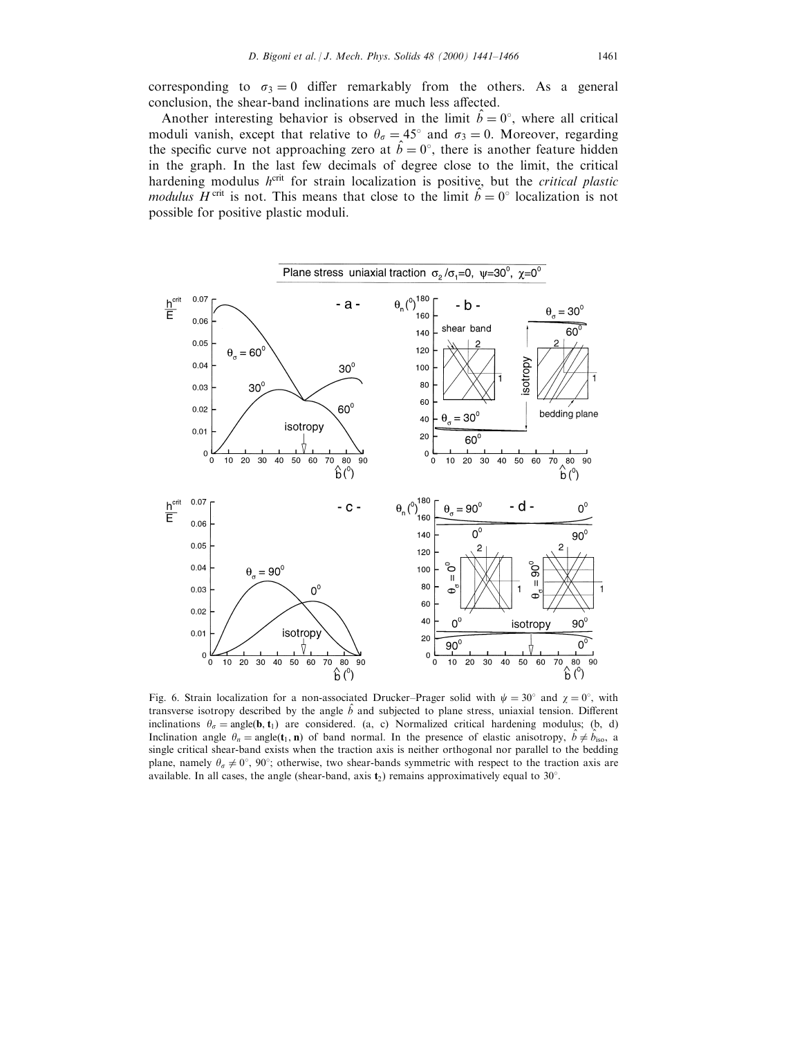corresponding to $\sigma_3 = 0$ differ remarkably from the others. As a general conclusion, the shear-band inclinations are much less affected.

Another interesting behavior is observed in the limit $\hat{b} = 0^\circ$, where all critical moduli vanish, except that relative to $\theta_\sigma = 45^\circ$ and $\sigma_3 = 0$. Moreover, regarding the specific curve not approaching zero at $\hat{b} = 0^\circ$, there is another feature hidden in the graph. In the last few decimals of degree close to the limit, the critical hardening modulus $h^{\text{crit}}$ for strain localization is positive, but the *critical plastic modulus* $H^{\text{crit}}$ is not. This means that close to the limit $\hat{b} = 0^\circ$ localization is not possible for positive plastic moduli.

Fig. 6. Strain localization for a non-associated Drucker–Prager solid with $\psi = 30^\circ$ and $\chi = 0^\circ$, with transverse isotropy described by the angle $\hat{b}$ and subjected to plane stress, uniaxial tension. Different inclinations $\theta_\sigma = \text{angle}(\mathbf{b}, \mathbf{t}_1)$ are considered. (a, c) Normalized critical hardening modulus; (b, d) Inclination angle $\theta_n = \text{angle}(\mathbf{t}_1, \mathbf{n})$ of band normal. In the presence of elastic anisotropy, $\hat{b} \neq \hat{b}_{\text{iso}}$, a single critical shear-band exists when the traction axis is neither orthogonal nor parallel to the bedding plane, namely $\theta_\sigma \neq 0^\circ$, $90^\circ$; otherwise, two shear-bands symmetric with respect to the traction axis are available. In all cases, the angle (shear-band, axis $\mathbf{t}_2$) remains approximatively equal to $30^\circ$.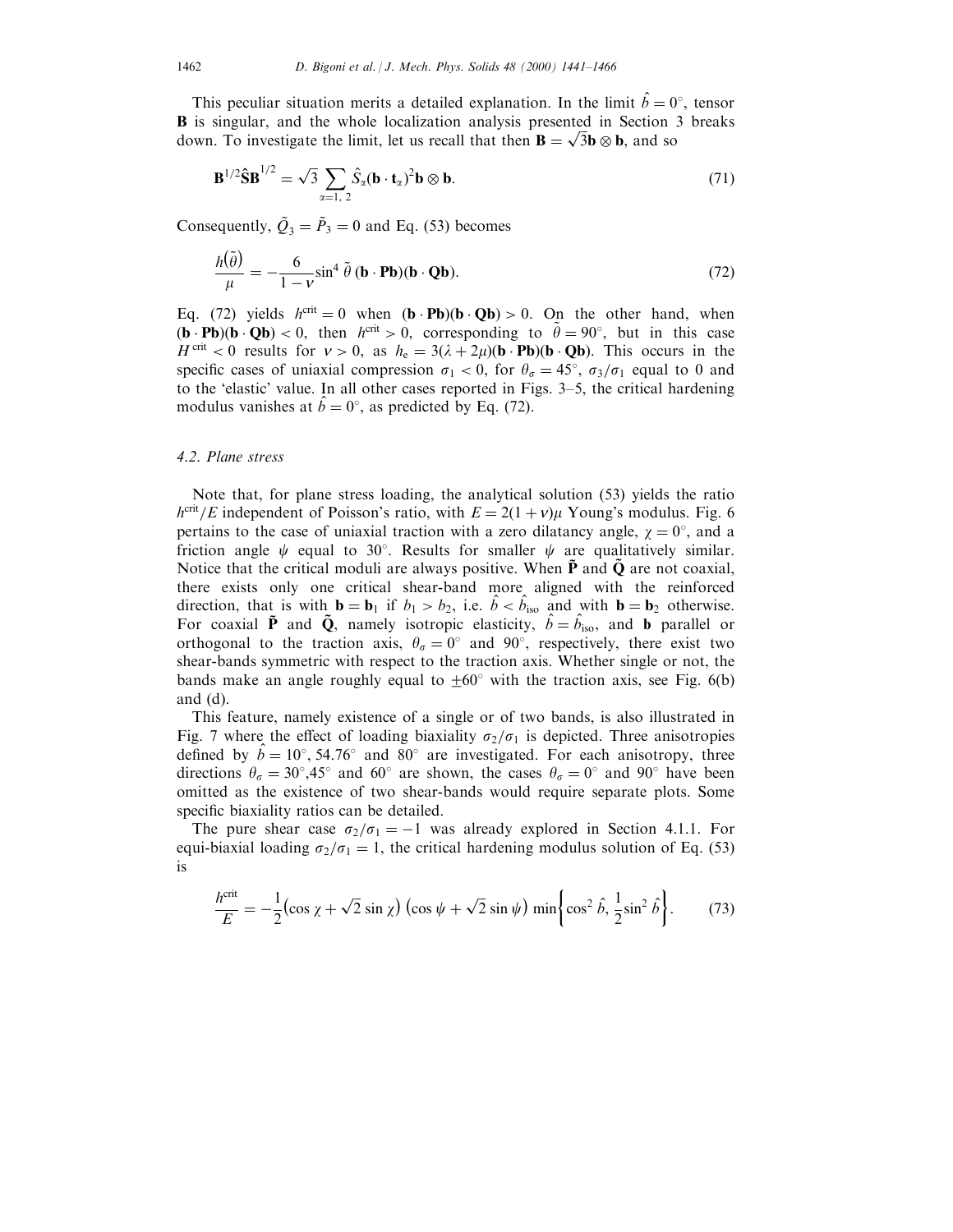This peculiar situation merits a detailed explanation. In the limit $\hat{b} = 0°$, tensor $\mathbf{B}$ is singular, and the whole localization analysis presented in Section 3 breaks down. To investigate the limit, let us recall that then $\mathbf{B} = \sqrt{3}\mathbf{b} \otimes \mathbf{b}$, and so

$$\mathbf{B}^{1/2}\hat{\mathbf{S}}\mathbf{B}^{1/2} = \sqrt{3} \sum_{\alpha=1,\,2} \hat{S}_\alpha (\mathbf{b} \cdot \mathbf{t}_\alpha)^2 \mathbf{b} \otimes \mathbf{b}. \tag{71}$$

Consequently, $\tilde{Q}_3 = \tilde{P}_3 = 0$ and Eq. (53) becomes

$$\frac{h(\tilde{\theta})}{\mu} = -\frac{6}{1-\nu} \sin^4 \tilde{\theta}\, (\mathbf{b} \cdot \mathbf{P}\mathbf{b})(\mathbf{b} \cdot \mathbf{Q}\mathbf{b}). \tag{72}$$

Eq. (72) yields $h^{\text{crit}} = 0$ when $(\mathbf{b} \cdot \mathbf{P}\mathbf{b})(\mathbf{b} \cdot \mathbf{Q}\mathbf{b}) > 0$. On the other hand, when $(\mathbf{b} \cdot \mathbf{P}\mathbf{b})(\mathbf{b} \cdot \mathbf{Q}\mathbf{b}) < 0$, then $h^{\text{crit}} > 0$, corresponding to $\tilde{\theta} = 90°$, but in this case $H^{\text{crit}} < 0$ results for $\nu > 0$, as $h_e = 3(\lambda + 2\mu)(\mathbf{b} \cdot \mathbf{P}\mathbf{b})(\mathbf{b} \cdot \mathbf{Q}\mathbf{b})$. This occurs in the specific cases of uniaxial compression $\sigma_1 < 0$, for $\theta_\sigma = 45°$, $\sigma_3/\sigma_1$ equal to 0 and to the 'elastic' value. In all other cases reported in Figs. 3–5, the critical hardening modulus vanishes at $\hat{b} = 0°$, as predicted by Eq. (72).

### 4.2. Plane stress

Note that, for plane stress loading, the analytical solution (53) yields the ratio $h^{\text{crit}}/E$ independent of Poisson's ratio, with $E = 2(1+\nu)\mu$ Young's modulus. Fig. 6 pertains to the case of uniaxial traction with a zero dilatancy angle, $\chi = 0°$, and a friction angle $\psi$ equal to 30°. Results for smaller $\psi$ are qualitatively similar. Notice that the critical moduli are always positive. When $\tilde{\mathbf{P}}$ and $\tilde{\mathbf{Q}}$ are not coaxial, there exists only one critical shear-band more aligned with the reinforced direction, that is with $\mathbf{b} = \mathbf{b}_1$ if $b_1 > b_2$, i.e. $\hat{b} < \hat{b}_{\text{iso}}$ and with $\mathbf{b} = \mathbf{b}_2$ otherwise. For coaxial $\tilde{\mathbf{P}}$ and $\tilde{\mathbf{Q}}$, namely isotropic elasticity, $\hat{b} = \hat{b}_{\text{iso}}$, and $\mathbf{b}$ parallel or orthogonal to the traction axis, $\theta_\sigma = 0°$ and 90°, respectively, there exist two shear-bands symmetric with respect to the traction axis. Whether single or not, the bands make an angle roughly equal to $\pm 60°$ with the traction axis, see Fig. 6(b) and (d).

This feature, namely existence of a single or of two bands, is also illustrated in Fig. 7 where the effect of loading biaxiality $\sigma_2/\sigma_1$ is depicted. Three anisotropies defined by $\hat{b} = 10°, 54.76°$ and $80°$ are investigated. For each anisotropy, three directions $\theta_\sigma = 30°, 45°$ and $60°$ are shown, the cases $\theta_\sigma = 0°$ and $90°$ have been omitted as the existence of two shear-bands would require separate plots. Some specific biaxiality ratios can be detailed.

The pure shear case $\sigma_2/\sigma_1 = -1$ was already explored in Section 4.1.1. For equi-biaxial loading $\sigma_2/\sigma_1 = 1$, the critical hardening modulus solution of Eq. (53) is

$$\frac{h^{\text{crit}}}{E} = -\frac{1}{2}\left(\cos\chi + \sqrt{2}\sin\chi\right)\left(\cos\psi + \sqrt{2}\sin\psi\right)\min\left\{\cos^2\hat{b}, \frac{1}{2}\sin^2\hat{b}\right\}. \tag{73}$$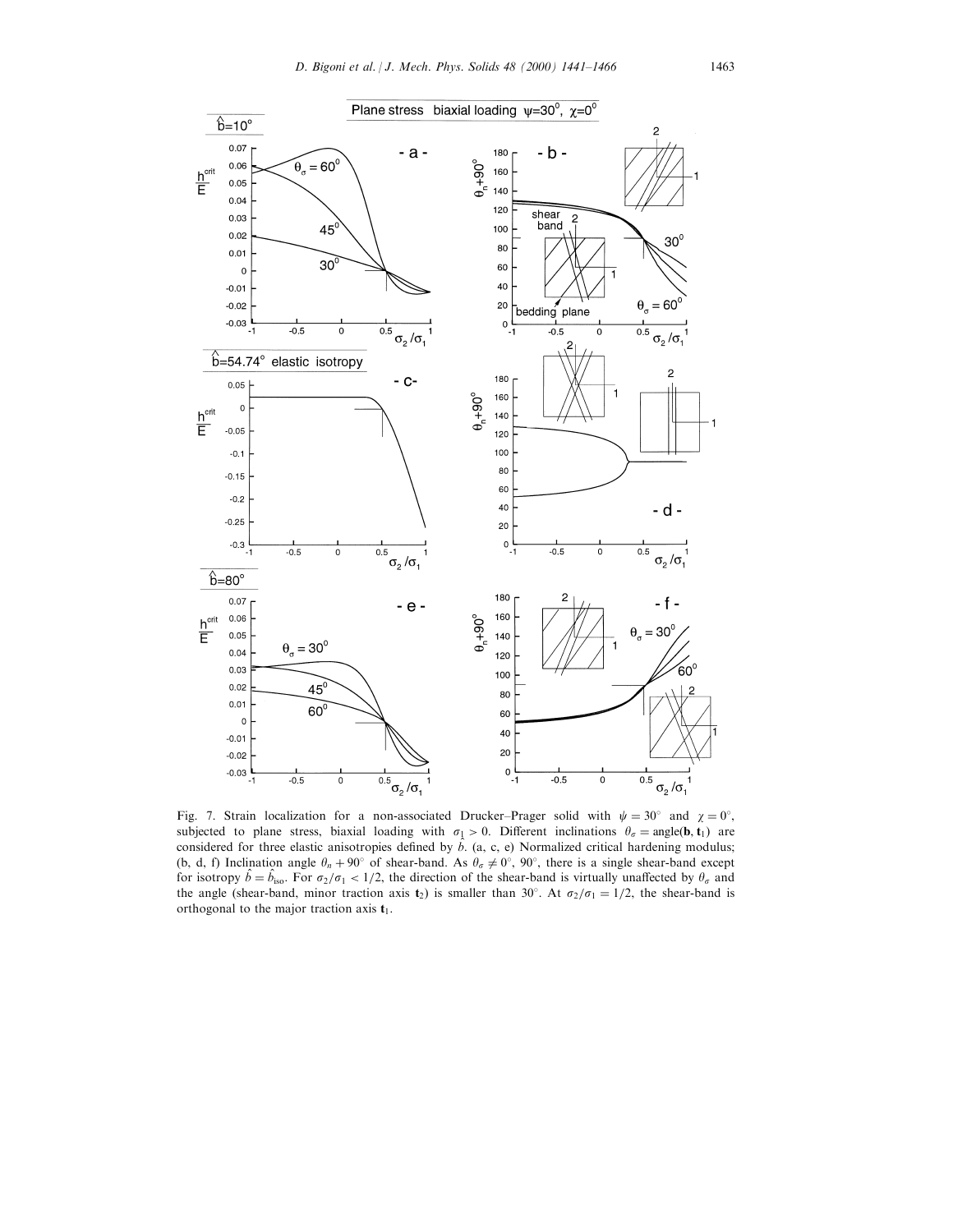Fig. 7. Strain localization for a non-associated Drucker–Prager solid with $\psi = 30°$ and $\chi = 0°$, subjected to plane stress, biaxial loading with $\sigma_1 > 0$. Different inclinations $\theta_\sigma = \text{angle}(\mathbf{b}, \mathbf{t}_1)$ are considered for three elastic anisotropies defined by $\hat{b}$. (a, c, e) Normalized critical hardening modulus; (b, d, f) Inclination angle $\theta_n + 90°$ of shear-band. As $\theta_\sigma \neq 0°, 90°$, there is a single shear-band except for isotropy $\hat{b} = \hat{b}_{\text{iso}}$. For $\sigma_2/\sigma_1 < 1/2$, the direction of the shear-band is virtually unaffected by $\theta_\sigma$ and the angle (shear-band, minor traction axis $\mathbf{t}_2$) is smaller than 30°. At $\sigma_2/\sigma_1 = 1/2$, the shear-band is orthogonal to the major traction axis $\mathbf{t}_1$.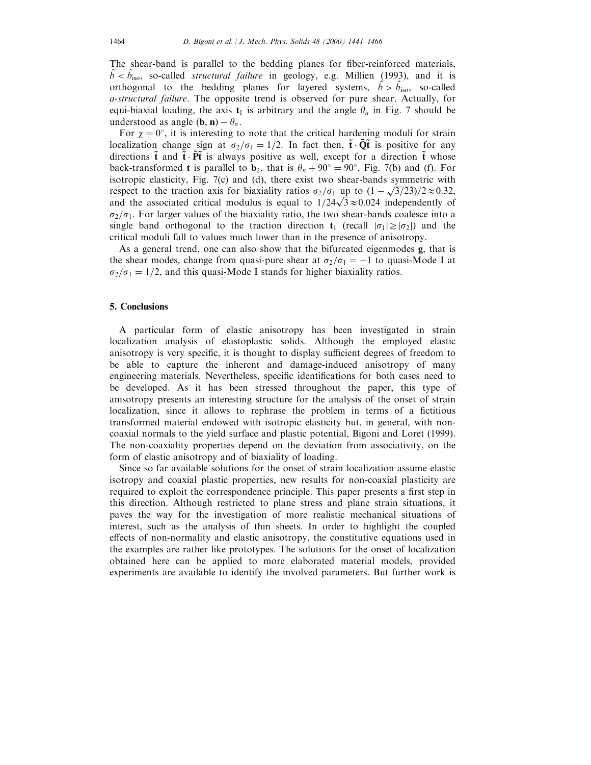The shear-band is parallel to the bedding planes for fiber-reinforced materials, $\hat{b} < \hat{b}_{\text{iso}}$, so-called *structural failure* in geology, e.g. Millien (1993), and it is orthogonal to the bedding planes for layered systems, $\hat{b} > \hat{b}_{\text{iso}}$, so-called *a-structural failure*. The opposite trend is observed for pure shear. Actually, for equi-biaxial loading, the axis $\mathbf{t}_1$ is arbitrary and the angle $\theta_n$ in Fig. 7 should be understood as angle $(\mathbf{b}, \mathbf{n}) - \theta_\sigma$.

For $\chi = 0°$, it is interesting to note that the critical hardening moduli for strain localization change sign at $\sigma_2/\sigma_1 = 1/2$. In fact then, $\tilde{\mathbf{t}} \cdot \tilde{\mathbf{Q}}\tilde{\mathbf{t}}$ is positive for any directions $\tilde{\mathbf{t}}$ and $\tilde{\mathbf{t}} \cdot \tilde{\mathbf{P}}\tilde{\mathbf{t}}$ is always positive as well, except for a direction $\tilde{\mathbf{t}}$ whose back-transformed $\mathbf{t}$ is parallel to $\mathbf{b}_2$, that is $\theta_n + 90° = 90°$, Fig. 7(b) and (f). For isotropic elasticity, Fig. 7(c) and (d), there exist two shear-bands symmetric with respect to the traction axis for biaxiality ratios $\sigma_2/\sigma_1$ up to $(1 - \sqrt{3/23})/2 \approx 0.32$, and the associated critical modulus is equal to $1/24\sqrt{3} \approx 0.024$ independently of $\sigma_2/\sigma_1$. For larger values of the biaxiality ratio, the two shear-bands coalesce into a single band orthogonal to the traction direction $\mathbf{t}_1$ (recall $|\sigma_1| \geq |\sigma_2|$) and the critical moduli fall to values much lower than in the presence of anisotropy.

As a general trend, one can also show that the bifurcated eigenmodes $\mathbf{g}$, that is the shear modes, change from quasi-pure shear at $\sigma_2/\sigma_1 = -1$ to quasi-Mode I at $\sigma_2/\sigma_1 = 1/2$, and this quasi-Mode I stands for higher biaxiality ratios.

## 5. Conclusions

A particular form of elastic anisotropy has been investigated in strain localization analysis of elastoplastic solids. Although the employed elastic anisotropy is very specific, it is thought to display sufficient degrees of freedom to be able to capture the inherent and damage-induced anisotropy of many engineering materials. Nevertheless, specific identifications for both cases need to be developed. As it has been stressed throughout the paper, this type of anisotropy presents an interesting structure for the analysis of the onset of strain localization, since it allows to rephrase the problem in terms of a fictitious transformed material endowed with isotropic elasticity but, in general, with non-coaxial normals to the yield surface and plastic potential, Bigoni and Loret (1999). The non-coaxiality properties depend on the deviation from associativity, on the form of elastic anisotropy and of biaxiality of loading.

Since so far available solutions for the onset of strain localization assume elastic isotropy and coaxial plastic properties, new results for non-coaxial plasticity are required to exploit the correspondence principle. This paper presents a first step in this direction. Although restricted to plane stress and plane strain situations, it paves the way for the investigation of more realistic mechanical situations of interest, such as the analysis of thin sheets. In order to highlight the coupled effects of non-normality and elastic anisotropy, the constitutive equations used in the examples are rather like prototypes. The solutions for the onset of localization obtained here can be applied to more elaborated material models, provided experiments are available to identify the involved parameters. But further work is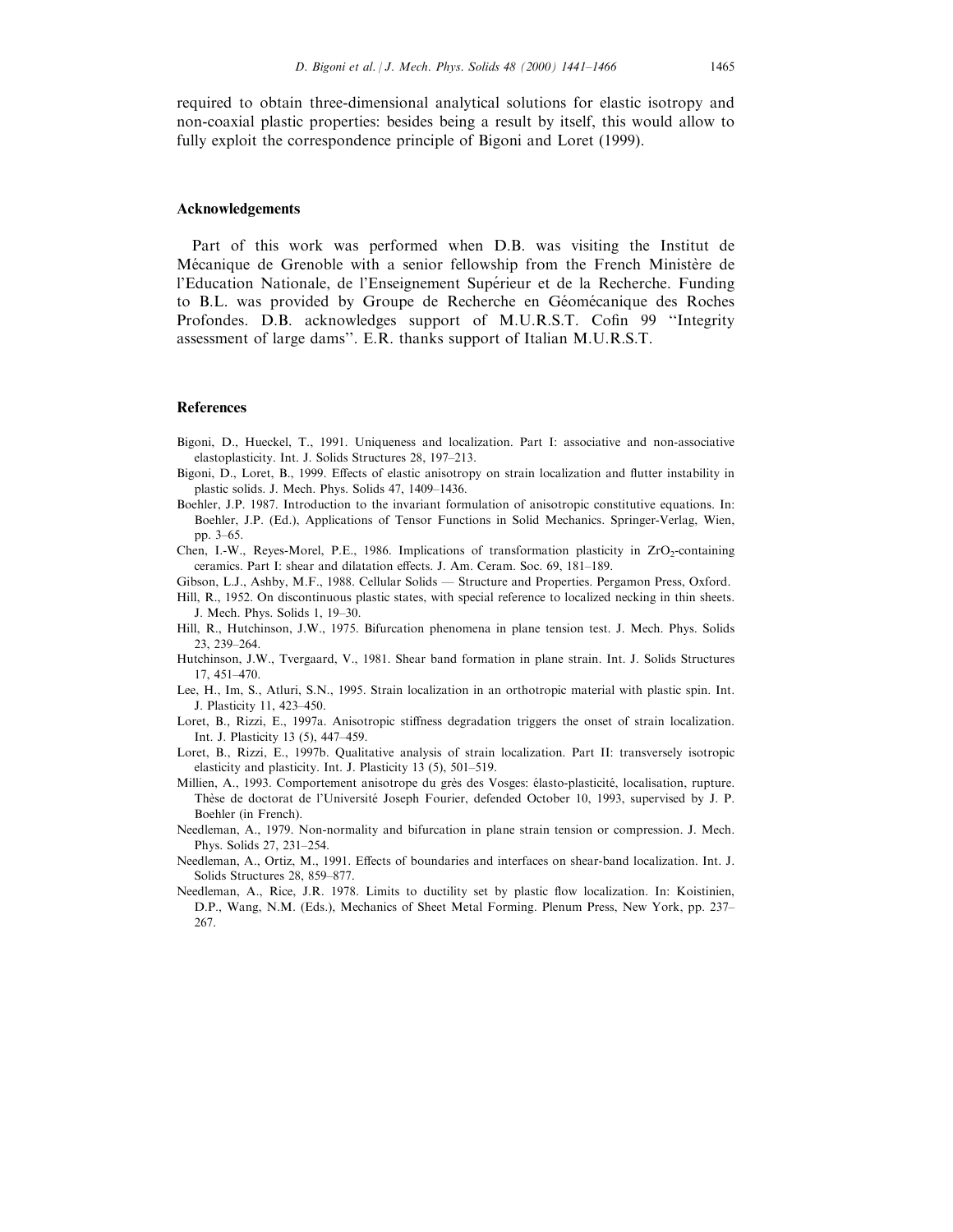required to obtain three-dimensional analytical solutions for elastic isotropy and non-coaxial plastic properties: besides being a result by itself, this would allow to fully exploit the correspondence principle of Bigoni and Loret (1999).

## Acknowledgements

Part of this work was performed when D.B. was visiting the Institut de Mécanique de Grenoble with a senior fellowship from the French Ministère de l'Education Nationale, de l'Enseignement Supérieur et de la Recherche. Funding to B.L. was provided by Groupe de Recherche en Géomécanique des Roches Profondes. D.B. acknowledges support of M.U.R.S.T. Cofin 99 "Integrity assessment of large dams". E.R. thanks support of Italian M.U.R.S.T.

## References

Bigoni, D., Hueckel, T., 1991. Uniqueness and localization. Part I: associative and non-associative elastoplasticity. Int. J. Solids Structures 28, 197–213.

Bigoni, D., Loret, B., 1999. Effects of elastic anisotropy on strain localization and flutter instability in plastic solids. J. Mech. Phys. Solids 47, 1409–1436.

Boehler, J.P. 1987. Introduction to the invariant formulation of anisotropic constitutive equations. In: Boehler, J.P. (Ed.), Applications of Tensor Functions in Solid Mechanics. Springer-Verlag, Wien, pp. 3–65.

Chen, I.-W., Reyes-Morel, P.E., 1986. Implications of transformation plasticity in $ZrO_2$-containing ceramics. Part I: shear and dilatation effects. J. Am. Ceram. Soc. 69, 181–189.

Gibson, L.J., Ashby, M.F., 1988. Cellular Solids — Structure and Properties. Pergamon Press, Oxford.

Hill, R., 1952. On discontinuous plastic states, with special reference to localized necking in thin sheets. J. Mech. Phys. Solids 1, 19–30.

Hill, R., Hutchinson, J.W., 1975. Bifurcation phenomena in plane tension test. J. Mech. Phys. Solids 23, 239–264.

Hutchinson, J.W., Tvergaard, V., 1981. Shear band formation in plane strain. Int. J. Solids Structures 17, 451–470.

Lee, H., Im, S., Atluri, S.N., 1995. Strain localization in an orthotropic material with plastic spin. Int. J. Plasticity 11, 423–450.

Loret, B., Rizzi, E., 1997a. Anisotropic stiffness degradation triggers the onset of strain localization. Int. J. Plasticity 13 (5), 447–459.

Loret, B., Rizzi, E., 1997b. Qualitative analysis of strain localization. Part II: transversely isotropic elasticity and plasticity. Int. J. Plasticity 13 (5), 501–519.

Millien, A., 1993. Comportement anisotrope du grès des Vosges: élasto-plasticité, localisation, rupture. Thèse de doctorat de l'Université Joseph Fourier, defended October 10, 1993, supervised by J. P. Boehler (in French).

Needleman, A., 1979. Non-normality and bifurcation in plane strain tension or compression. J. Mech. Phys. Solids 27, 231–254.

Needleman, A., Ortiz, M., 1991. Effects of boundaries and interfaces on shear-band localization. Int. J. Solids Structures 28, 859–877.

Needleman, A., Rice, J.R. 1978. Limits to ductility set by plastic flow localization. In: Koistinien, D.P., Wang, N.M. (Eds.), Mechanics of Sheet Metal Forming. Plenum Press, New York, pp. 237–267.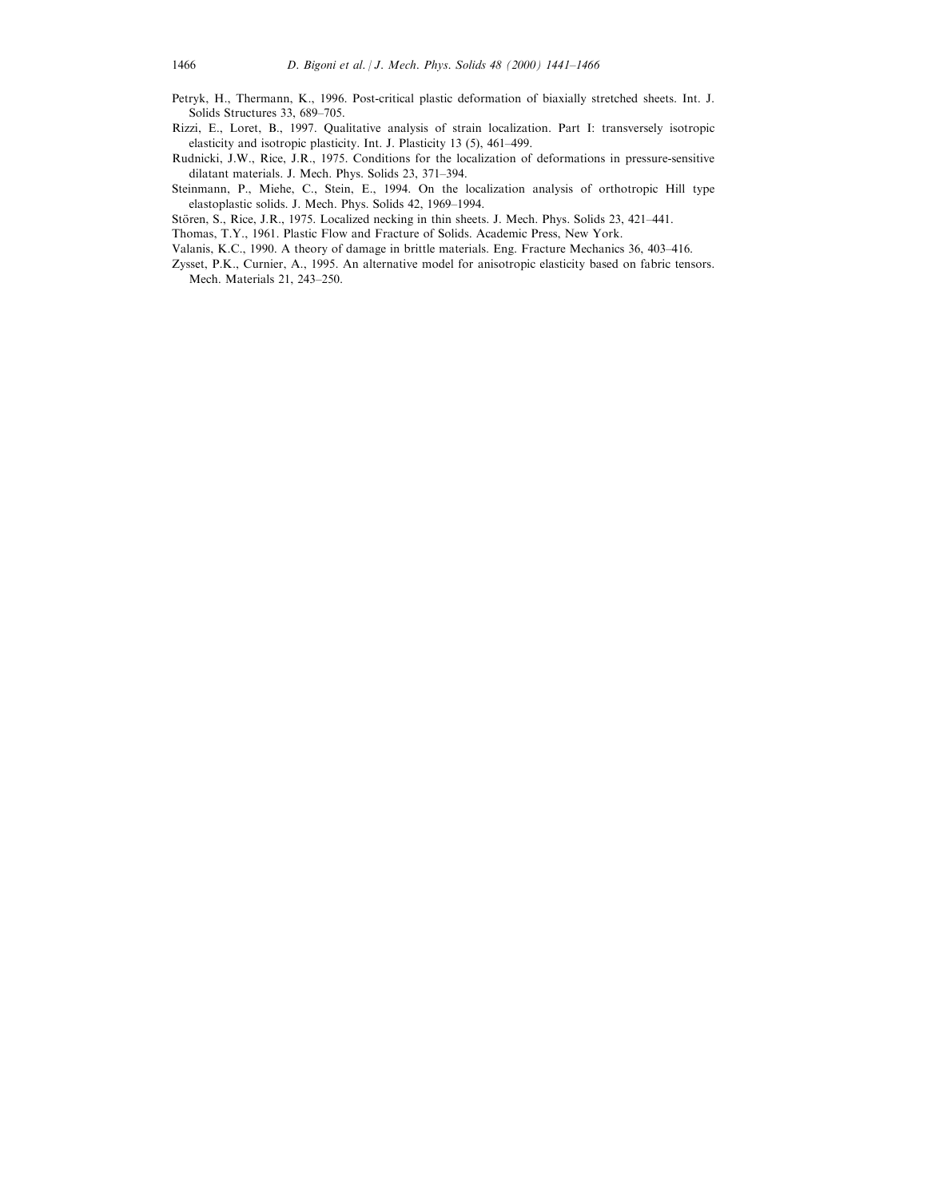Petryk, H., Thermann, K., 1996. Post-critical plastic deformation of biaxially stretched sheets. Int. J. Solids Structures 33, 689–705.

Rizzi, E., Loret, B., 1997. Qualitative analysis of strain localization. Part I: transversely isotropic elasticity and isotropic plasticity. Int. J. Plasticity 13 (5), 461–499.

Rudnicki, J.W., Rice, J.R., 1975. Conditions for the localization of deformations in pressure-sensitive dilatant materials. J. Mech. Phys. Solids 23, 371–394.

Steinmann, P., Miehe, C., Stein, E., 1994. On the localization analysis of orthotropic Hill type elastoplastic solids. J. Mech. Phys. Solids 42, 1969–1994.

Stören, S., Rice, J.R., 1975. Localized necking in thin sheets. J. Mech. Phys. Solids 23, 421–441.

Thomas, T.Y., 1961. Plastic Flow and Fracture of Solids. Academic Press, New York.

Valanis, K.C., 1990. A theory of damage in brittle materials. Eng. Fracture Mechanics 36, 403–416.

Zysset, P.K., Curnier, A., 1995. An alternative model for anisotropic elasticity based on fabric tensors. Mech. Materials 21, 243–250.